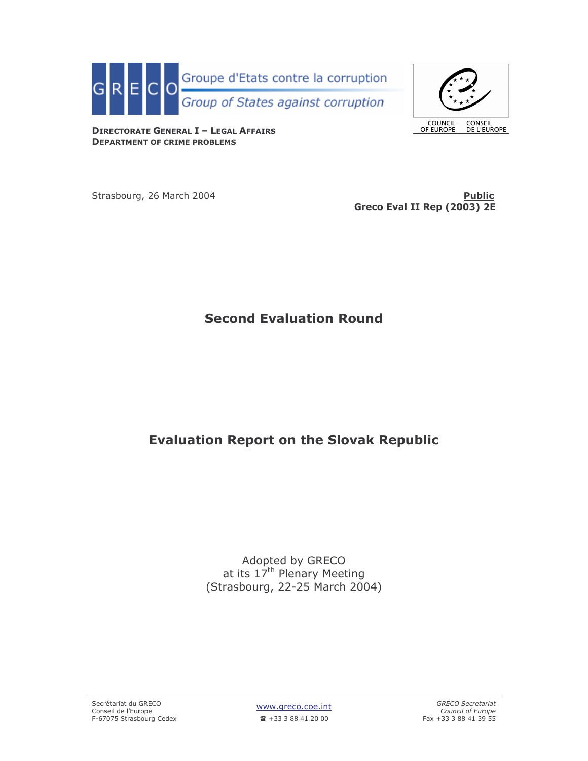GRECO Groupe d'Etats contre la corruption
Group of States against corruption

COUNCIL OF EUROPE CONSEIL DE L'EUROPE

**DIRECTORATE GENERAL I – LEGAL AFFAIRS**
**DEPARTMENT OF CRIME PROBLEMS**

Strasbourg, 26 March 2004

**Public**
**Greco Eval II Rep (2003) 2E**

# Second Evaluation Round

# Evaluation Report on the Slovak Republic

Adopted by GRECO
at its 17th Plenary Meeting
(Strasbourg, 22-25 March 2004)

Secrétariat du GRECO
Conseil de l'Europe
F-67075 Strasbourg Cedex

www.greco.coe.int
☎ +33 3 88 41 20 00

*GRECO Secretariat*
*Council of Europe*
Fax +33 3 88 41 39 55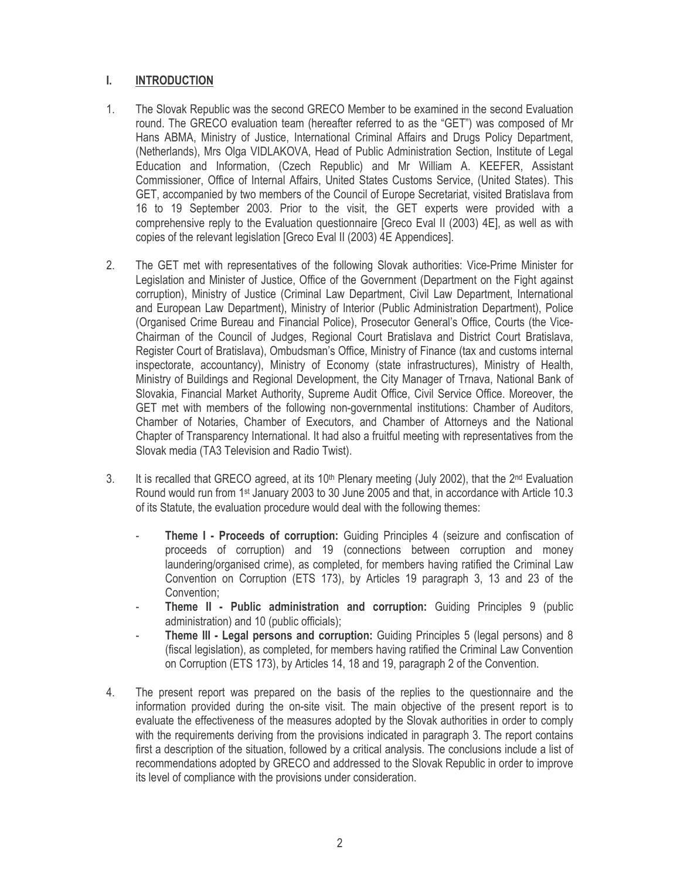## I. INTRODUCTION

1. The Slovak Republic was the second GRECO Member to be examined in the second Evaluation round. The GRECO evaluation team (hereafter referred to as the "GET") was composed of Mr Hans ABMA, Ministry of Justice, International Criminal Affairs and Drugs Policy Department, (Netherlands), Mrs Olga VIDLAKOVA, Head of Public Administration Section, Institute of Legal Education and Information, (Czech Republic) and Mr William A. KEEFER, Assistant Commissioner, Office of Internal Affairs, United States Customs Service, (United States). This GET, accompanied by two members of the Council of Europe Secretariat, visited Bratislava from 16 to 19 September 2003. Prior to the visit, the GET experts were provided with a comprehensive reply to the Evaluation questionnaire [Greco Eval II (2003) 4E], as well as with copies of the relevant legislation [Greco Eval II (2003) 4E Appendices].

2. The GET met with representatives of the following Slovak authorities: Vice-Prime Minister for Legislation and Minister of Justice, Office of the Government (Department on the Fight against corruption), Ministry of Justice (Criminal Law Department, Civil Law Department, International and European Law Department), Ministry of Interior (Public Administration Department), Police (Organised Crime Bureau and Financial Police), Prosecutor General's Office, Courts (the Vice-Chairman of the Council of Judges, Regional Court Bratislava and District Court Bratislava, Register Court of Bratislava), Ombudsman's Office, Ministry of Finance (tax and customs internal inspectorate, accountancy), Ministry of Economy (state infrastructures), Ministry of Health, Ministry of Buildings and Regional Development, the City Manager of Trnava, National Bank of Slovakia, Financial Market Authority, Supreme Audit Office, Civil Service Office. Moreover, the GET met with members of the following non-governmental institutions: Chamber of Auditors, Chamber of Notaries, Chamber of Executors, and Chamber of Attorneys and the National Chapter of Transparency International. It had also a fruitful meeting with representatives from the Slovak media (TA3 Television and Radio Twist).

3. It is recalled that GRECO agreed, at its 10th Plenary meeting (July 2002), that the 2nd Evaluation Round would run from 1st January 2003 to 30 June 2005 and that, in accordance with Article 10.3 of its Statute, the evaluation procedure would deal with the following themes:

   - **Theme I - Proceeds of corruption:** Guiding Principles 4 (seizure and confiscation of proceeds of corruption) and 19 (connections between corruption and money laundering/organised crime), as completed, for members having ratified the Criminal Law Convention on Corruption (ETS 173), by Articles 19 paragraph 3, 13 and 23 of the Convention;
   - **Theme II - Public administration and corruption:** Guiding Principles 9 (public administration) and 10 (public officials);
   - **Theme III - Legal persons and corruption:** Guiding Principles 5 (legal persons) and 8 (fiscal legislation), as completed, for members having ratified the Criminal Law Convention on Corruption (ETS 173), by Articles 14, 18 and 19, paragraph 2 of the Convention.

4. The present report was prepared on the basis of the replies to the questionnaire and the information provided during the on-site visit. The main objective of the present report is to evaluate the effectiveness of the measures adopted by the Slovak authorities in order to comply with the requirements deriving from the provisions indicated in paragraph 3. The report contains first a description of the situation, followed by a critical analysis. The conclusions include a list of recommendations adopted by GRECO and addressed to the Slovak Republic in order to improve its level of compliance with the provisions under consideration.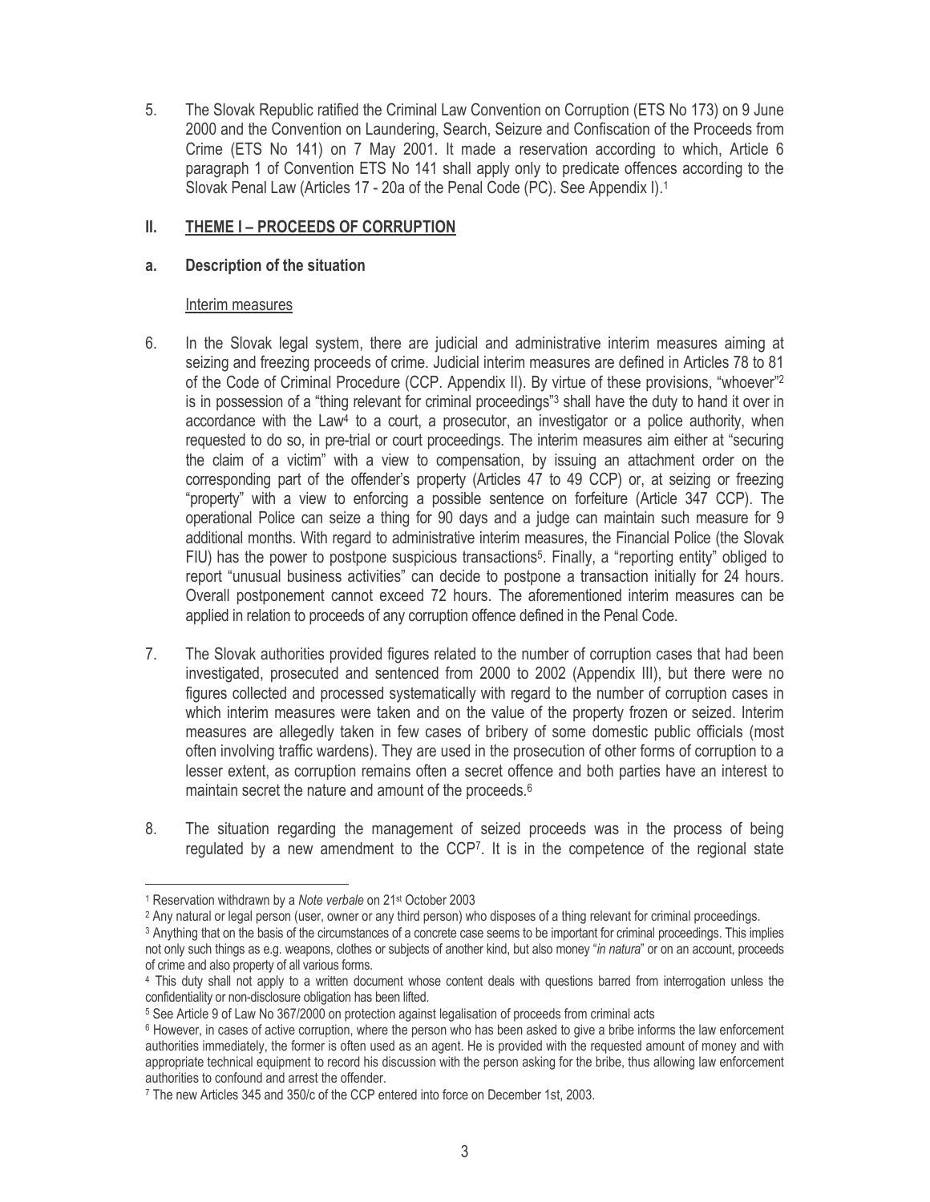5. The Slovak Republic ratified the Criminal Law Convention on Corruption (ETS No 173) on 9 June 2000 and the Convention on Laundering, Search, Seizure and Confiscation of the Proceeds from Crime (ETS No 141) on 7 May 2001. It made a reservation according to which, Article 6 paragraph 1 of Convention ETS No 141 shall apply only to predicate offences according to the Slovak Penal Law (Articles 17 - 20a of the Penal Code (PC). See Appendix I).[1]

## II. THEME I – PROCEEDS OF CORRUPTION

### a. Description of the situation

Interim measures

6. In the Slovak legal system, there are judicial and administrative interim measures aiming at seizing and freezing proceeds of crime. Judicial interim measures are defined in Articles 78 to 81 of the Code of Criminal Procedure (CCP. Appendix II). By virtue of these provisions, "whoever"[2] is in possession of a "thing relevant for criminal proceedings"[3] shall have the duty to hand it over in accordance with the Law[4] to a court, a prosecutor, an investigator or a police authority, when requested to do so, in pre-trial or court proceedings. The interim measures aim either at "securing the claim of a victim" with a view to compensation, by issuing an attachment order on the corresponding part of the offender's property (Articles 47 to 49 CCP) or, at seizing or freezing "property" with a view to enforcing a possible sentence on forfeiture (Article 347 CCP). The operational Police can seize a thing for 90 days and a judge can maintain such measure for 9 additional months. With regard to administrative interim measures, the Financial Police (the Slovak FIU) has the power to postpone suspicious transactions[5]. Finally, a "reporting entity" obliged to report "unusual business activities" can decide to postpone a transaction initially for 24 hours. Overall postponement cannot exceed 72 hours. The aforementioned interim measures can be applied in relation to proceeds of any corruption offence defined in the Penal Code.

7. The Slovak authorities provided figures related to the number of corruption cases that had been investigated, prosecuted and sentenced from 2000 to 2002 (Appendix III), but there were no figures collected and processed systematically with regard to the number of corruption cases in which interim measures were taken and on the value of the property frozen or seized. Interim measures are allegedly taken in few cases of bribery of some domestic public officials (most often involving traffic wardens). They are used in the prosecution of other forms of corruption to a lesser extent, as corruption remains often a secret offence and both parties have an interest to maintain secret the nature and amount of the proceeds.[6]

8. The situation regarding the management of seized proceeds was in the process of being regulated by a new amendment to the CCP[7]. It is in the competence of the regional state

---

[1] Reservation withdrawn by a *Note verbale* on 21st October 2003

[2] Any natural or legal person (user, owner or any third person) who disposes of a thing relevant for criminal proceedings.

[3] Anything that on the basis of the circumstances of a concrete case seems to be important for criminal proceedings. This implies not only such things as e.g. weapons, clothes or subjects of another kind, but also money "*in natura*" or on an account, proceeds of crime and also property of all various forms.

[4] This duty shall not apply to a written document whose content deals with questions barred from interrogation unless the confidentiality or non-disclosure obligation has been lifted.

[5] See Article 9 of Law No 367/2000 on protection against legalisation of proceeds from criminal acts

[6] However, in cases of active corruption, where the person who has been asked to give a bribe informs the law enforcement authorities immediately, the former is often used as an agent. He is provided with the requested amount of money and with appropriate technical equipment to record his discussion with the person asking for the bribe, thus allowing law enforcement authorities to confound and arrest the offender.

[7] The new Articles 345 and 350/c of the CCP entered into force on December 1st, 2003.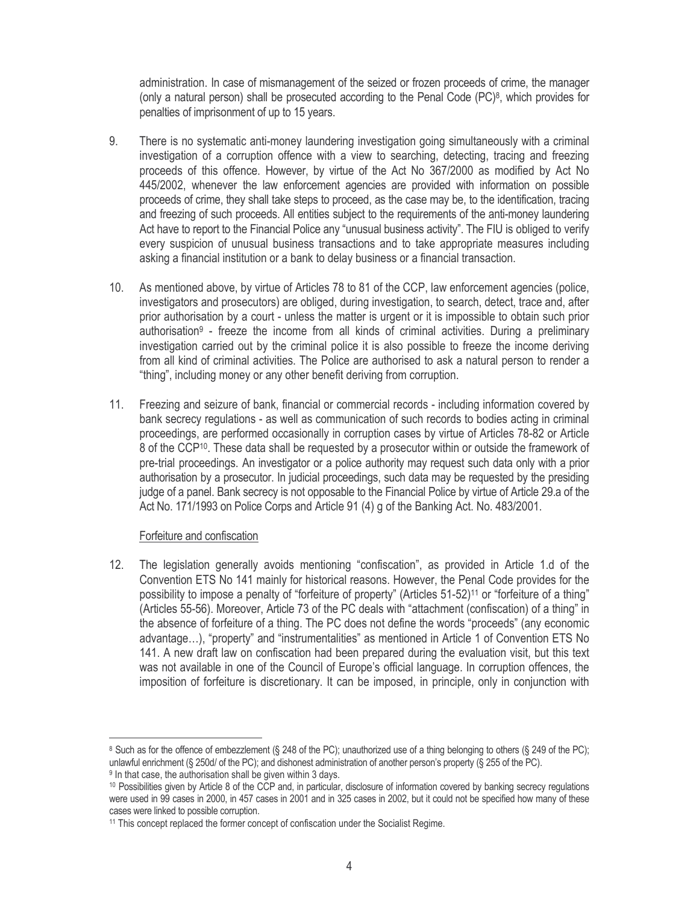administration. In case of mismanagement of the seized or frozen proceeds of crime, the manager (only a natural person) shall be prosecuted according to the Penal Code (PC)[8], which provides for penalties of imprisonment of up to 15 years.

9. There is no systematic anti-money laundering investigation going simultaneously with a criminal investigation of a corruption offence with a view to searching, detecting, tracing and freezing proceeds of this offence. However, by virtue of the Act No 367/2000 as modified by Act No 445/2002, whenever the law enforcement agencies are provided with information on possible proceeds of crime, they shall take steps to proceed, as the case may be, to the identification, tracing and freezing of such proceeds. All entities subject to the requirements of the anti-money laundering Act have to report to the Financial Police any "unusual business activity". The FIU is obliged to verify every suspicion of unusual business transactions and to take appropriate measures including asking a financial institution or a bank to delay business or a financial transaction.

10. As mentioned above, by virtue of Articles 78 to 81 of the CCP, law enforcement agencies (police, investigators and prosecutors) are obliged, during investigation, to search, detect, trace and, after prior authorisation by a court - unless the matter is urgent or it is impossible to obtain such prior authorisation[9] - freeze the income from all kinds of criminal activities. During a preliminary investigation carried out by the criminal police it is also possible to freeze the income deriving from all kind of criminal activities. The Police are authorised to ask a natural person to render a "thing", including money or any other benefit deriving from corruption.

11. Freezing and seizure of bank, financial or commercial records - including information covered by bank secrecy regulations - as well as communication of such records to bodies acting in criminal proceedings, are performed occasionally in corruption cases by virtue of Articles 78-82 or Article 8 of the CCP[10]. These data shall be requested by a prosecutor within or outside the framework of pre-trial proceedings. An investigator or a police authority may request such data only with a prior authorisation by a prosecutor. In judicial proceedings, such data may be requested by the presiding judge of a panel. Bank secrecy is not opposable to the Financial Police by virtue of Article 29.a of the Act No. 171/1993 on Police Corps and Article 91 (4) g of the Banking Act. No. 483/2001.

<u>Forfeiture and confiscation</u>

12. The legislation generally avoids mentioning "confiscation", as provided in Article 1.d of the Convention ETS No 141 mainly for historical reasons. However, the Penal Code provides for the possibility to impose a penalty of "forfeiture of property" (Articles 51-52)[11] or "forfeiture of a thing" (Articles 55-56). Moreover, Article 73 of the PC deals with "attachment (confiscation) of a thing" in the absence of forfeiture of a thing. The PC does not define the words "proceeds" (any economic advantage…), "property" and "instrumentalities" as mentioned in Article 1 of Convention ETS No 141. A new draft law on confiscation had been prepared during the evaluation visit, but this text was not available in one of the Council of Europe's official language. In corruption offences, the imposition of forfeiture is discretionary. It can be imposed, in principle, only in conjunction with

---

[8] Such as for the offence of embezzlement (§ 248 of the PC); unauthorized use of a thing belonging to others (§ 249 of the PC); unlawful enrichment (§ 250d/ of the PC); and dishonest administration of another person's property (§ 255 of the PC).

[9] In that case, the authorisation shall be given within 3 days.

[10] Possibilities given by Article 8 of the CCP and, in particular, disclosure of information covered by banking secrecy regulations were used in 99 cases in 2000, in 457 cases in 2001 and in 325 cases in 2002, but it could not be specified how many of these cases were linked to possible corruption.

[11] This concept replaced the former concept of confiscation under the Socialist Regime.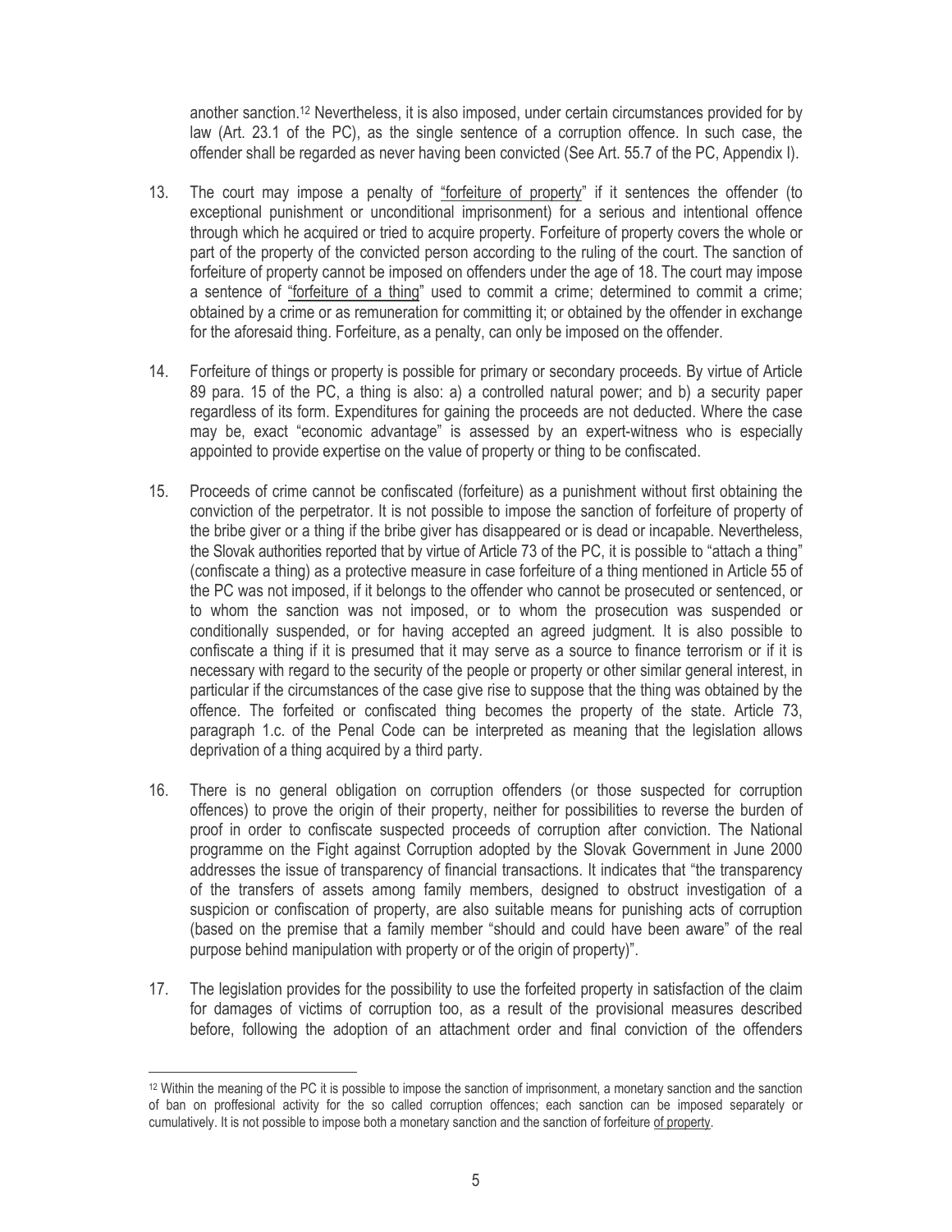another sanction.[12] Nevertheless, it is also imposed, under certain circumstances provided for by law (Art. 23.1 of the PC), as the single sentence of a corruption offence. In such case, the offender shall be regarded as never having been convicted (See Art. 55.7 of the PC, Appendix I).

13. The court may impose a penalty of "forfeiture of property" if it sentences the offender (to exceptional punishment or unconditional imprisonment) for a serious and intentional offence through which he acquired or tried to acquire property. Forfeiture of property covers the whole or part of the property of the convicted person according to the ruling of the court. The sanction of forfeiture of property cannot be imposed on offenders under the age of 18. The court may impose a sentence of "forfeiture of a thing" used to commit a crime; determined to commit a crime; obtained by a crime or as remuneration for committing it; or obtained by the offender in exchange for the aforesaid thing. Forfeiture, as a penalty, can only be imposed on the offender.

14. Forfeiture of things or property is possible for primary or secondary proceeds. By virtue of Article 89 para. 15 of the PC, a thing is also: a) a controlled natural power; and b) a security paper regardless of its form. Expenditures for gaining the proceeds are not deducted. Where the case may be, exact "economic advantage" is assessed by an expert-witness who is especially appointed to provide expertise on the value of property or thing to be confiscated.

15. Proceeds of crime cannot be confiscated (forfeiture) as a punishment without first obtaining the conviction of the perpetrator. It is not possible to impose the sanction of forfeiture of property of the bribe giver or a thing if the bribe giver has disappeared or is dead or incapable. Nevertheless, the Slovak authorities reported that by virtue of Article 73 of the PC, it is possible to "attach a thing" (confiscate a thing) as a protective measure in case forfeiture of a thing mentioned in Article 55 of the PC was not imposed, if it belongs to the offender who cannot be prosecuted or sentenced, or to whom the sanction was not imposed, or to whom the prosecution was suspended or conditionally suspended, or for having accepted an agreed judgment. It is also possible to confiscate a thing if it is presumed that it may serve as a source to finance terrorism or if it is necessary with regard to the security of the people or property or other similar general interest, in particular if the circumstances of the case give rise to suppose that the thing was obtained by the offence. The forfeited or confiscated thing becomes the property of the state. Article 73, paragraph 1.c. of the Penal Code can be interpreted as meaning that the legislation allows deprivation of a thing acquired by a third party.

16. There is no general obligation on corruption offenders (or those suspected for corruption offences) to prove the origin of their property, neither for possibilities to reverse the burden of proof in order to confiscate suspected proceeds of corruption after conviction. The National programme on the Fight against Corruption adopted by the Slovak Government in June 2000 addresses the issue of transparency of financial transactions. It indicates that "the transparency of the transfers of assets among family members, designed to obstruct investigation of a suspicion or confiscation of property, are also suitable means for punishing acts of corruption (based on the premise that a family member "should and could have been aware" of the real purpose behind manipulation with property or of the origin of property)".

17. The legislation provides for the possibility to use the forfeited property in satisfaction of the claim for damages of victims of corruption too, as a result of the provisional measures described before, following the adoption of an attachment order and final conviction of the offenders

---

[12] Within the meaning of the PC it is possible to impose the sanction of imprisonment, a monetary sanction and the sanction of ban on proffesional activity for the so called corruption offences; each sanction can be imposed separately or cumulatively. It is not possible to impose both a monetary sanction and the sanction of forfeiture of property.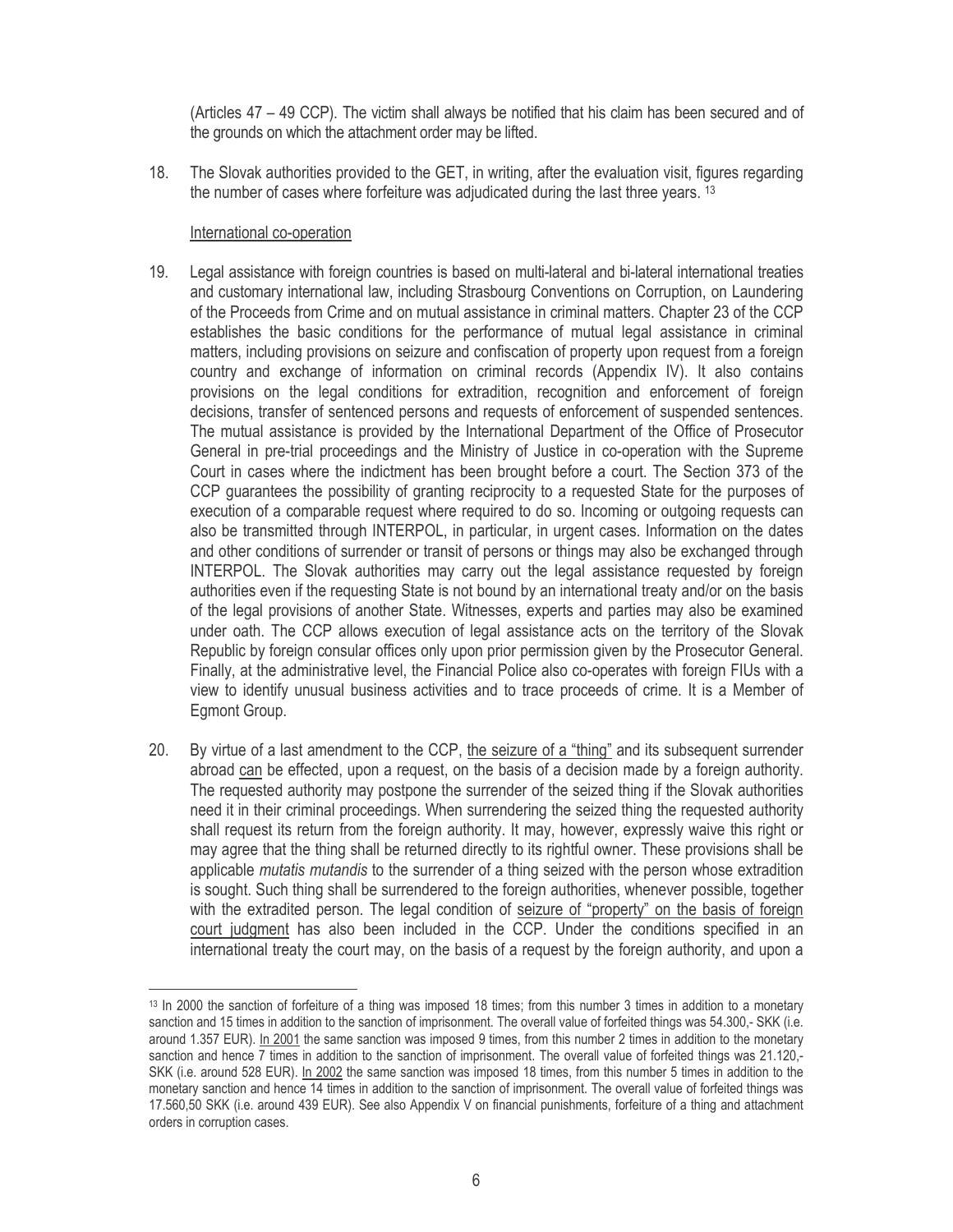(Articles 47 – 49 CCP). The victim shall always be notified that his claim has been secured and of the grounds on which the attachment order may be lifted.

18. The Slovak authorities provided to the GET, in writing, after the evaluation visit, figures regarding the number of cases where forfeiture was adjudicated during the last three years. [13]

<u>International co-operation</u>

19. Legal assistance with foreign countries is based on multi-lateral and bi-lateral international treaties and customary international law, including Strasbourg Conventions on Corruption, on Laundering of the Proceeds from Crime and on mutual assistance in criminal matters. Chapter 23 of the CCP establishes the basic conditions for the performance of mutual legal assistance in criminal matters, including provisions on seizure and confiscation of property upon request from a foreign country and exchange of information on criminal records (Appendix IV). It also contains provisions on the legal conditions for extradition, recognition and enforcement of foreign decisions, transfer of sentenced persons and requests of enforcement of suspended sentences. The mutual assistance is provided by the International Department of the Office of Prosecutor General in pre-trial proceedings and the Ministry of Justice in co-operation with the Supreme Court in cases where the indictment has been brought before a court. The Section 373 of the CCP guarantees the possibility of granting reciprocity to a requested State for the purposes of execution of a comparable request where required to do so. Incoming or outgoing requests can also be transmitted through INTERPOL, in particular, in urgent cases. Information on the dates and other conditions of surrender or transit of persons or things may also be exchanged through INTERPOL. The Slovak authorities may carry out the legal assistance requested by foreign authorities even if the requesting State is not bound by an international treaty and/or on the basis of the legal provisions of another State. Witnesses, experts and parties may also be examined under oath. The CCP allows execution of legal assistance acts on the territory of the Slovak Republic by foreign consular offices only upon prior permission given by the Prosecutor General. Finally, at the administrative level, the Financial Police also co-operates with foreign FIUs with a view to identify unusual business activities and to trace proceeds of crime. It is a Member of Egmont Group.

20. By virtue of a last amendment to the CCP, <u>the seizure of a "thing"</u> and its subsequent surrender abroad <u>can</u> be effected, upon a request, on the basis of a decision made by a foreign authority. The requested authority may postpone the surrender of the seized thing if the Slovak authorities need it in their criminal proceedings. When surrendering the seized thing the requested authority shall request its return from the foreign authority. It may, however, expressly waive this right or may agree that the thing shall be returned directly to its rightful owner. These provisions shall be applicable *mutatis mutandis* to the surrender of a thing seized with the person whose extradition is sought. Such thing shall be surrendered to the foreign authorities, whenever possible, together with the extradited person. The legal condition of <u>seizure of "property" on the basis of foreign court judgment</u> has also been included in the CCP. Under the conditions specified in an international treaty the court may, on the basis of a request by the foreign authority, and upon a

---

[13] In 2000 the sanction of forfeiture of a thing was imposed 18 times; from this number 3 times in addition to a monetary sanction and 15 times in addition to the sanction of imprisonment. The overall value of forfeited things was 54.300,- SKK (i.e. around 1.357 EUR). <u>In 2001</u> the same sanction was imposed 9 times, from this number 2 times in addition to the monetary sanction and hence 7 times in addition to the sanction of imprisonment. The overall value of forfeited things was 21.120,- SKK (i.e. around 528 EUR). <u>In 2002</u> the same sanction was imposed 18 times, from this number 5 times in addition to the monetary sanction and hence 14 times in addition to the sanction of imprisonment. The overall value of forfeited things was 17.560,50 SKK (i.e. around 439 EUR). See also Appendix V on financial punishments, forfeiture of a thing and attachment orders in corruption cases.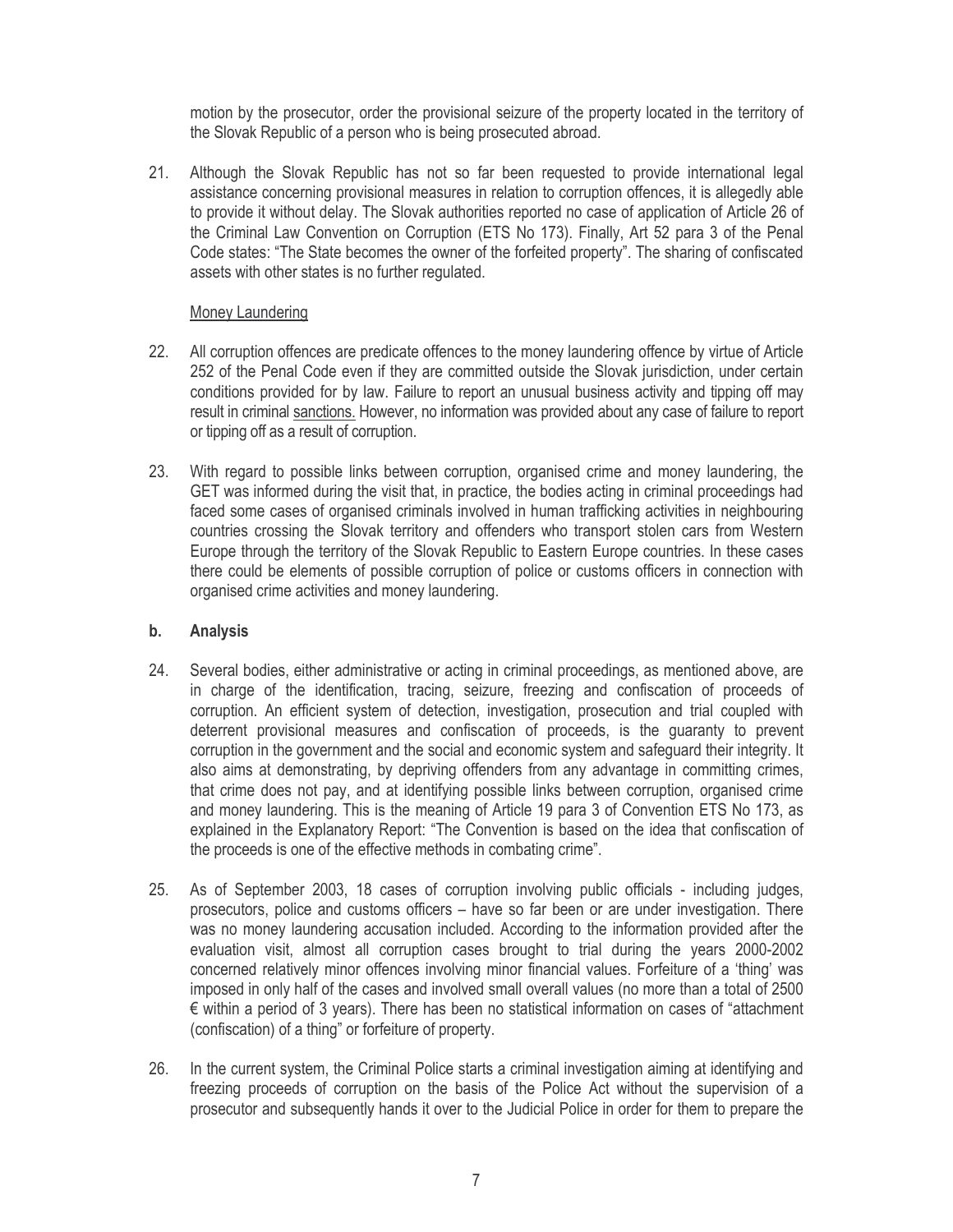motion by the prosecutor, order the provisional seizure of the property located in the territory of the Slovak Republic of a person who is being prosecuted abroad.

21. Although the Slovak Republic has not so far been requested to provide international legal assistance concerning provisional measures in relation to corruption offences, it is allegedly able to provide it without delay. The Slovak authorities reported no case of application of Article 26 of the Criminal Law Convention on Corruption (ETS No 173). Finally, Art 52 para 3 of the Penal Code states: "The State becomes the owner of the forfeited property". The sharing of confiscated assets with other states is no further regulated.

<u>Money Laundering</u>

22. All corruption offences are predicate offences to the money laundering offence by virtue of Article 252 of the Penal Code even if they are committed outside the Slovak jurisdiction, under certain conditions provided for by law. Failure to report an unusual business activity and tipping off may result in criminal <u>sanctions.</u> However, no information was provided about any case of failure to report or tipping off as a result of corruption.

23. With regard to possible links between corruption, organised crime and money laundering, the GET was informed during the visit that, in practice, the bodies acting in criminal proceedings had faced some cases of organised criminals involved in human trafficking activities in neighbouring countries crossing the Slovak territory and offenders who transport stolen cars from Western Europe through the territory of the Slovak Republic to Eastern Europe countries. In these cases there could be elements of possible corruption of police or customs officers in connection with organised crime activities and money laundering.

### b. Analysis

24. Several bodies, either administrative or acting in criminal proceedings, as mentioned above, are in charge of the identification, tracing, seizure, freezing and confiscation of proceeds of corruption. An efficient system of detection, investigation, prosecution and trial coupled with deterrent provisional measures and confiscation of proceeds, is the guaranty to prevent corruption in the government and the social and economic system and safeguard their integrity. It also aims at demonstrating, by depriving offenders from any advantage in committing crimes, that crime does not pay, and at identifying possible links between corruption, organised crime and money laundering. This is the meaning of Article 19 para 3 of Convention ETS No 173, as explained in the Explanatory Report: "The Convention is based on the idea that confiscation of the proceeds is one of the effective methods in combating crime".

25. As of September 2003, 18 cases of corruption involving public officials - including judges, prosecutors, police and customs officers – have so far been or are under investigation. There was no money laundering accusation included. According to the information provided after the evaluation visit, almost all corruption cases brought to trial during the years 2000-2002 concerned relatively minor offences involving minor financial values. Forfeiture of a 'thing' was imposed in only half of the cases and involved small overall values (no more than a total of 2500 € within a period of 3 years). There has been no statistical information on cases of "attachment (confiscation) of a thing" or forfeiture of property.

26. In the current system, the Criminal Police starts a criminal investigation aiming at identifying and freezing proceeds of corruption on the basis of the Police Act without the supervision of a prosecutor and subsequently hands it over to the Judicial Police in order for them to prepare the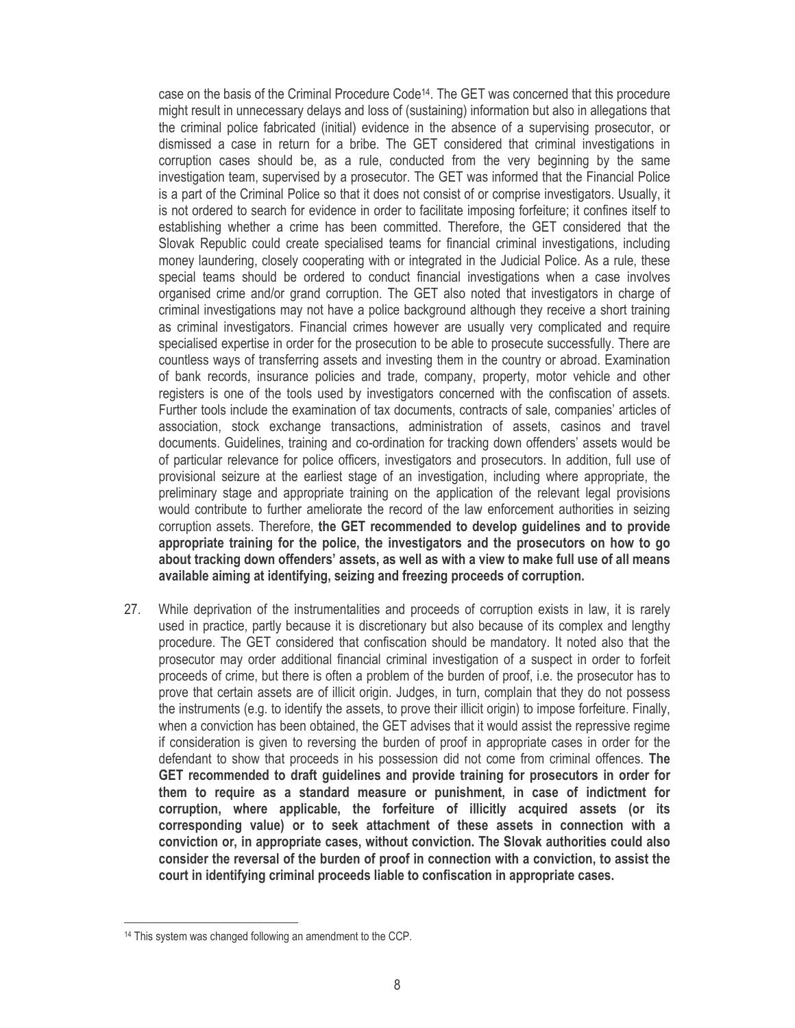case on the basis of the Criminal Procedure Code[14]. The GET was concerned that this procedure might result in unnecessary delays and loss of (sustaining) information but also in allegations that the criminal police fabricated (initial) evidence in the absence of a supervising prosecutor, or dismissed a case in return for a bribe. The GET considered that criminal investigations in corruption cases should be, as a rule, conducted from the very beginning by the same investigation team, supervised by a prosecutor. The GET was informed that the Financial Police is a part of the Criminal Police so that it does not consist of or comprise investigators. Usually, it is not ordered to search for evidence in order to facilitate imposing forfeiture; it confines itself to establishing whether a crime has been committed. Therefore, the GET considered that the Slovak Republic could create specialised teams for financial criminal investigations, including money laundering, closely cooperating with or integrated in the Judicial Police. As a rule, these special teams should be ordered to conduct financial investigations when a case involves organised crime and/or grand corruption. The GET also noted that investigators in charge of criminal investigations may not have a police background although they receive a short training as criminal investigators. Financial crimes however are usually very complicated and require specialised expertise in order for the prosecution to be able to prosecute successfully. There are countless ways of transferring assets and investing them in the country or abroad. Examination of bank records, insurance policies and trade, company, property, motor vehicle and other registers is one of the tools used by investigators concerned with the confiscation of assets. Further tools include the examination of tax documents, contracts of sale, companies' articles of association, stock exchange transactions, administration of assets, casinos and travel documents. Guidelines, training and co-ordination for tracking down offenders' assets would be of particular relevance for police officers, investigators and prosecutors. In addition, full use of provisional seizure at the earliest stage of an investigation, including where appropriate, the preliminary stage and appropriate training on the application of the relevant legal provisions would contribute to further ameliorate the record of the law enforcement authorities in seizing corruption assets. Therefore, **the GET recommended to develop guidelines and to provide appropriate training for the police, the investigators and the prosecutors on how to go about tracking down offenders' assets, as well as with a view to make full use of all means available aiming at identifying, seizing and freezing proceeds of corruption.**

27. While deprivation of the instrumentalities and proceeds of corruption exists in law, it is rarely used in practice, partly because it is discretionary but also because of its complex and lengthy procedure. The GET considered that confiscation should be mandatory. It noted also that the prosecutor may order additional financial criminal investigation of a suspect in order to forfeit proceeds of crime, but there is often a problem of the burden of proof, i.e. the prosecutor has to prove that certain assets are of illicit origin. Judges, in turn, complain that they do not possess the instruments (e.g. to identify the assets, to prove their illicit origin) to impose forfeiture. Finally, when a conviction has been obtained, the GET advises that it would assist the repressive regime if consideration is given to reversing the burden of proof in appropriate cases in order for the defendant to show that proceeds in his possession did not come from criminal offences. **The GET recommended to draft guidelines and provide training for prosecutors in order for them to require as a standard measure or punishment, in case of indictment for corruption, where applicable, the forfeiture of illicitly acquired assets (or its corresponding value) or to seek attachment of these assets in connection with a conviction or, in appropriate cases, without conviction. The Slovak authorities could also consider the reversal of the burden of proof in connection with a conviction, to assist the court in identifying criminal proceeds liable to confiscation in appropriate cases.**

---

[14] This system was changed following an amendment to the CCP.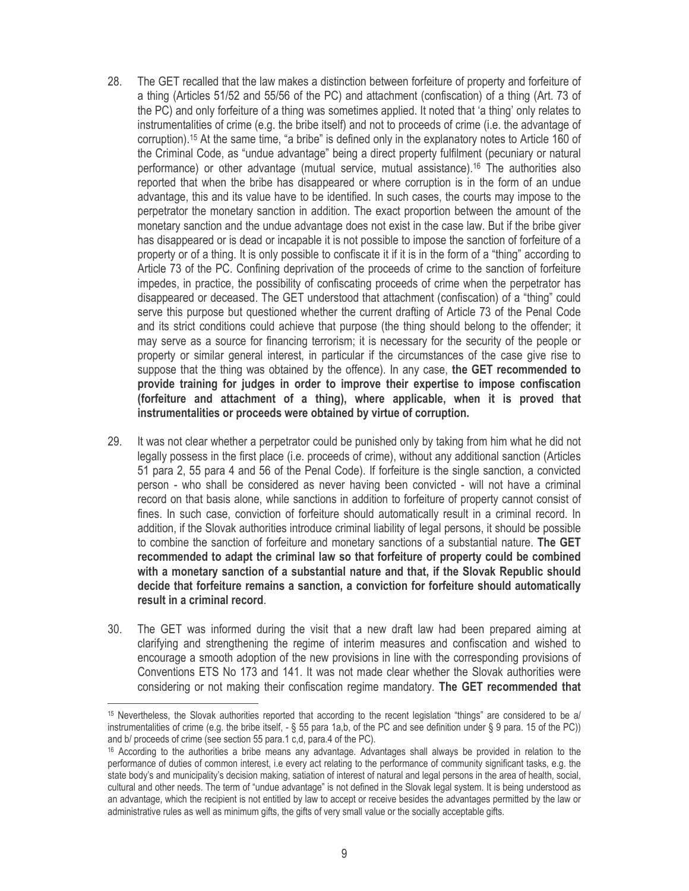28. The GET recalled that the law makes a distinction between forfeiture of property and forfeiture of a thing (Articles 51/52 and 55/56 of the PC) and attachment (confiscation) of a thing (Art. 73 of the PC) and only forfeiture of a thing was sometimes applied. It noted that 'a thing' only relates to instrumentalities of crime (e.g. the bribe itself) and not to proceeds of crime (i.e. the advantage of corruption).[15] At the same time, "a bribe" is defined only in the explanatory notes to Article 160 of the Criminal Code, as "undue advantage" being a direct property fulfilment (pecuniary or natural performance) or other advantage (mutual service, mutual assistance).[16] The authorities also reported that when the bribe has disappeared or where corruption is in the form of an undue advantage, this and its value have to be identified. In such cases, the courts may impose to the perpetrator the monetary sanction in addition. The exact proportion between the amount of the monetary sanction and the undue advantage does not exist in the case law. But if the bribe giver has disappeared or is dead or incapable it is not possible to impose the sanction of forfeiture of a property or of a thing. It is only possible to confiscate it if it is in the form of a "thing" according to Article 73 of the PC. Confining deprivation of the proceeds of crime to the sanction of forfeiture impedes, in practice, the possibility of confiscating proceeds of crime when the perpetrator has disappeared or deceased. The GET understood that attachment (confiscation) of a "thing" could serve this purpose but questioned whether the current drafting of Article 73 of the Penal Code and its strict conditions could achieve that purpose (the thing should belong to the offender; it may serve as a source for financing terrorism; it is necessary for the security of the people or property or similar general interest, in particular if the circumstances of the case give rise to suppose that the thing was obtained by the offence). In any case, **the GET recommended to provide training for judges in order to improve their expertise to impose confiscation (forfeiture and attachment of a thing), where applicable, when it is proved that instrumentalities or proceeds were obtained by virtue of corruption.**

29. It was not clear whether a perpetrator could be punished only by taking from him what he did not legally possess in the first place (i.e. proceeds of crime), without any additional sanction (Articles 51 para 2, 55 para 4 and 56 of the Penal Code). If forfeiture is the single sanction, a convicted person - who shall be considered as never having been convicted - will not have a criminal record on that basis alone, while sanctions in addition to forfeiture of property cannot consist of fines. In such case, conviction of forfeiture should automatically result in a criminal record. In addition, if the Slovak authorities introduce criminal liability of legal persons, it should be possible to combine the sanction of forfeiture and monetary sanctions of a substantial nature. **The GET recommended to adapt the criminal law so that forfeiture of property could be combined with a monetary sanction of a substantial nature and that, if the Slovak Republic should decide that forfeiture remains a sanction, a conviction for forfeiture should automatically result in a criminal record**.

30. The GET was informed during the visit that a new draft law had been prepared aiming at clarifying and strengthening the regime of interim measures and confiscation and wished to encourage a smooth adoption of the new provisions in line with the corresponding provisions of Conventions ETS No 173 and 141. It was not made clear whether the Slovak authorities were considering or not making their confiscation regime mandatory. **The GET recommended that**

---

[15] Nevertheless, the Slovak authorities reported that according to the recent legislation "things" are considered to be a/ instrumentalities of crime (e.g. the bribe itself, - § 55 para 1a,b, of the PC and see definition under § 9 para. 15 of the PC)) and b/ proceeds of crime (see section 55 para.1 c,d, para.4 of the PC).

[16] According to the authorities a bribe means any advantage. Advantages shall always be provided in relation to the performance of duties of common interest, i.e every act relating to the performance of community significant tasks, e.g. the state body's and municipality's decision making, satiation of interest of natural and legal persons in the area of health, social, cultural and other needs. The term of "undue advantage" is not defined in the Slovak legal system. It is being understood as an advantage, which the recipient is not entitled by law to accept or receive besides the advantages permitted by the law or administrative rules as well as minimum gifts, the gifts of very small value or the socially acceptable gifts.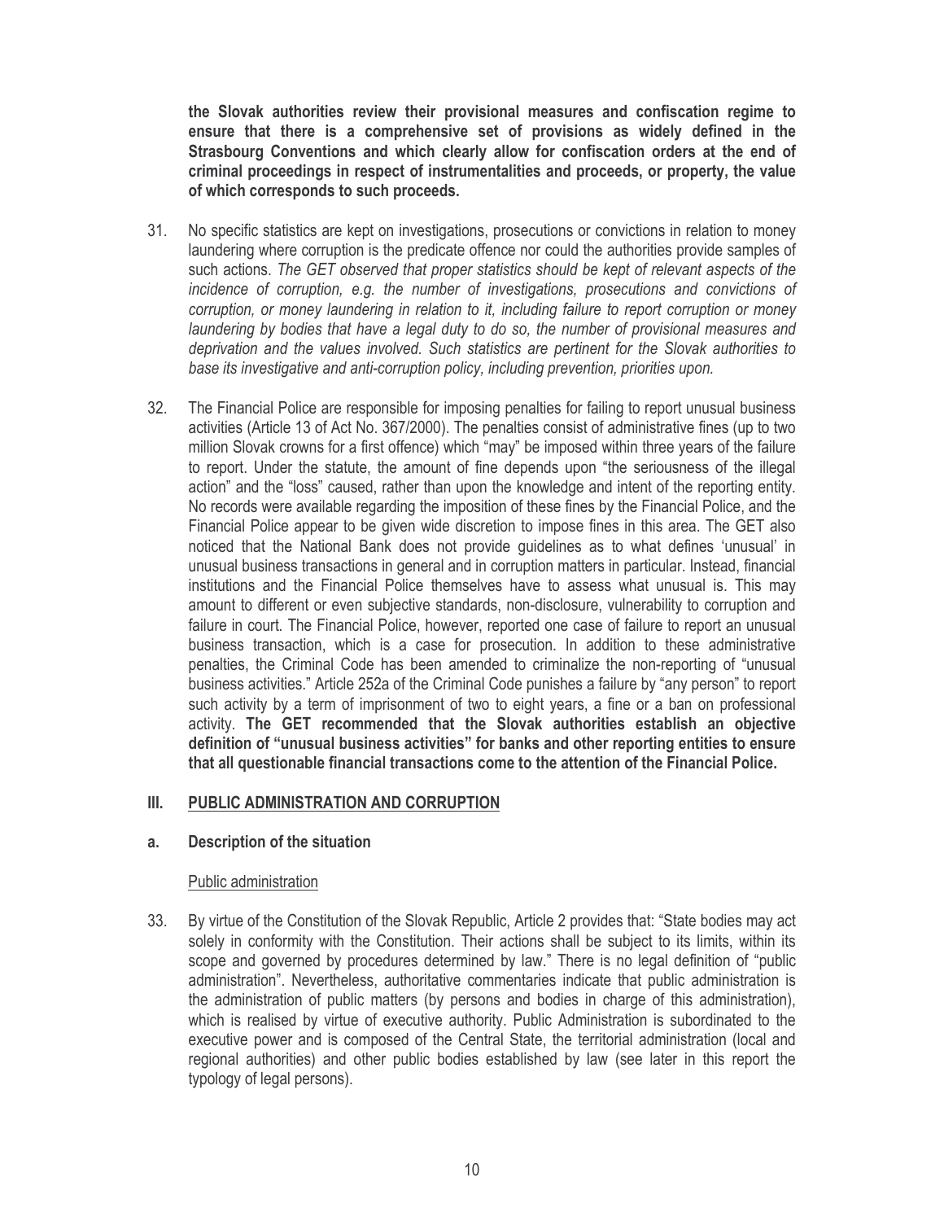**the Slovak authorities review their provisional measures and confiscation regime to ensure that there is a comprehensive set of provisions as widely defined in the Strasbourg Conventions and which clearly allow for confiscation orders at the end of criminal proceedings in respect of instrumentalities and proceeds, or property, the value of which corresponds to such proceeds.**

31. No specific statistics are kept on investigations, prosecutions or convictions in relation to money laundering where corruption is the predicate offence nor could the authorities provide samples of such actions. *The GET observed that proper statistics should be kept of relevant aspects of the incidence of corruption, e.g. the number of investigations, prosecutions and convictions of corruption, or money laundering in relation to it, including failure to report corruption or money laundering by bodies that have a legal duty to do so, the number of provisional measures and deprivation and the values involved. Such statistics are pertinent for the Slovak authorities to base its investigative and anti-corruption policy, including prevention, priorities upon.*

32. The Financial Police are responsible for imposing penalties for failing to report unusual business activities (Article 13 of Act No. 367/2000). The penalties consist of administrative fines (up to two million Slovak crowns for a first offence) which "may" be imposed within three years of the failure to report. Under the statute, the amount of fine depends upon "the seriousness of the illegal action" and the "loss" caused, rather than upon the knowledge and intent of the reporting entity. No records were available regarding the imposition of these fines by the Financial Police, and the Financial Police appear to be given wide discretion to impose fines in this area. The GET also noticed that the National Bank does not provide guidelines as to what defines 'unusual' in unusual business transactions in general and in corruption matters in particular. Instead, financial institutions and the Financial Police themselves have to assess what unusual is. This may amount to different or even subjective standards, non-disclosure, vulnerability to corruption and failure in court. The Financial Police, however, reported one case of failure to report an unusual business transaction, which is a case for prosecution. In addition to these administrative penalties, the Criminal Code has been amended to criminalize the non-reporting of "unusual business activities." Article 252a of the Criminal Code punishes a failure by "any person" to report such activity by a term of imprisonment of two to eight years, a fine or a ban on professional activity. **The GET recommended that the Slovak authorities establish an objective definition of "unusual business activities" for banks and other reporting entities to ensure that all questionable financial transactions come to the attention of the Financial Police.**

## III. PUBLIC ADMINISTRATION AND CORRUPTION

### a. Description of the situation

Public administration

33. By virtue of the Constitution of the Slovak Republic, Article 2 provides that: "State bodies may act solely in conformity with the Constitution. Their actions shall be subject to its limits, within its scope and governed by procedures determined by law." There is no legal definition of "public administration". Nevertheless, authoritative commentaries indicate that public administration is the administration of public matters (by persons and bodies in charge of this administration), which is realised by virtue of executive authority. Public Administration is subordinated to the executive power and is composed of the Central State, the territorial administration (local and regional authorities) and other public bodies established by law (see later in this report the typology of legal persons).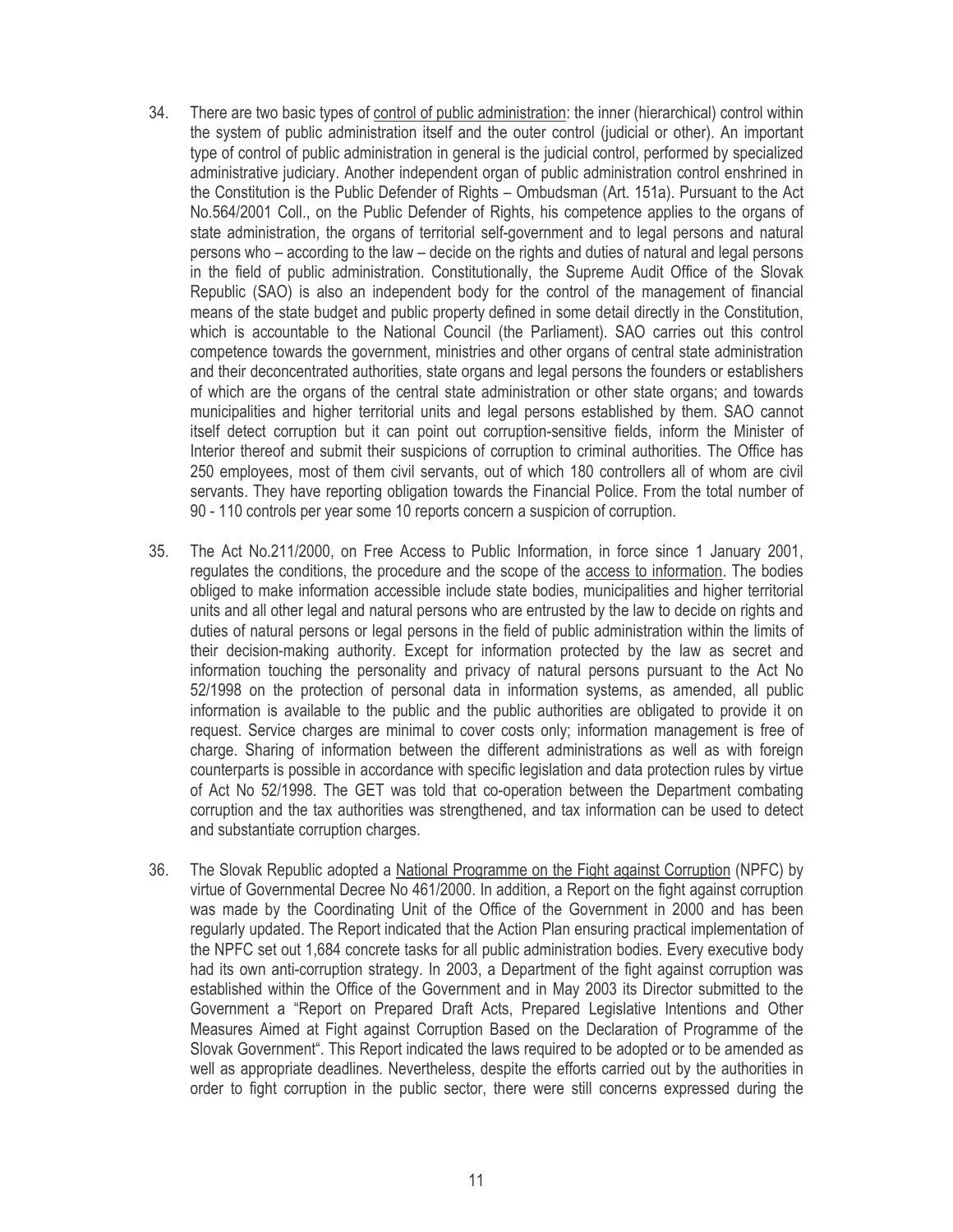34. There are two basic types of control of public administration: the inner (hierarchical) control within the system of public administration itself and the outer control (judicial or other). An important type of control of public administration in general is the judicial control, performed by specialized administrative judiciary. Another independent organ of public administration control enshrined in the Constitution is the Public Defender of Rights – Ombudsman (Art. 151a). Pursuant to the Act No.564/2001 Coll., on the Public Defender of Rights, his competence applies to the organs of state administration, the organs of territorial self-government and to legal persons and natural persons who – according to the law – decide on the rights and duties of natural and legal persons in the field of public administration. Constitutionally, the Supreme Audit Office of the Slovak Republic (SAO) is also an independent body for the control of the management of financial means of the state budget and public property defined in some detail directly in the Constitution, which is accountable to the National Council (the Parliament). SAO carries out this control competence towards the government, ministries and other organs of central state administration and their deconcentrated authorities, state organs and legal persons the founders or establishers of which are the organs of the central state administration or other state organs; and towards municipalities and higher territorial units and legal persons established by them. SAO cannot itself detect corruption but it can point out corruption-sensitive fields, inform the Minister of Interior thereof and submit their suspicions of corruption to criminal authorities. The Office has 250 employees, most of them civil servants, out of which 180 controllers all of whom are civil servants. They have reporting obligation towards the Financial Police. From the total number of 90 - 110 controls per year some 10 reports concern a suspicion of corruption.

35. The Act No.211/2000, on Free Access to Public Information, in force since 1 January 2001, regulates the conditions, the procedure and the scope of the access to information. The bodies obliged to make information accessible include state bodies, municipalities and higher territorial units and all other legal and natural persons who are entrusted by the law to decide on rights and duties of natural persons or legal persons in the field of public administration within the limits of their decision-making authority. Except for information protected by the law as secret and information touching the personality and privacy of natural persons pursuant to the Act No 52/1998 on the protection of personal data in information systems, as amended, all public information is available to the public and the public authorities are obligated to provide it on request. Service charges are minimal to cover costs only; information management is free of charge. Sharing of information between the different administrations as well as with foreign counterparts is possible in accordance with specific legislation and data protection rules by virtue of Act No 52/1998. The GET was told that co-operation between the Department combating corruption and the tax authorities was strengthened, and tax information can be used to detect and substantiate corruption charges.

36. The Slovak Republic adopted a National Programme on the Fight against Corruption (NPFC) by virtue of Governmental Decree No 461/2000. In addition, a Report on the fight against corruption was made by the Coordinating Unit of the Office of the Government in 2000 and has been regularly updated. The Report indicated that the Action Plan ensuring practical implementation of the NPFC set out 1,684 concrete tasks for all public administration bodies. Every executive body had its own anti-corruption strategy. In 2003, a Department of the fight against corruption was established within the Office of the Government and in May 2003 its Director submitted to the Government a "Report on Prepared Draft Acts, Prepared Legislative Intentions and Other Measures Aimed at Fight against Corruption Based on the Declaration of Programme of the Slovak Government". This Report indicated the laws required to be adopted or to be amended as well as appropriate deadlines. Nevertheless, despite the efforts carried out by the authorities in order to fight corruption in the public sector, there were still concerns expressed during the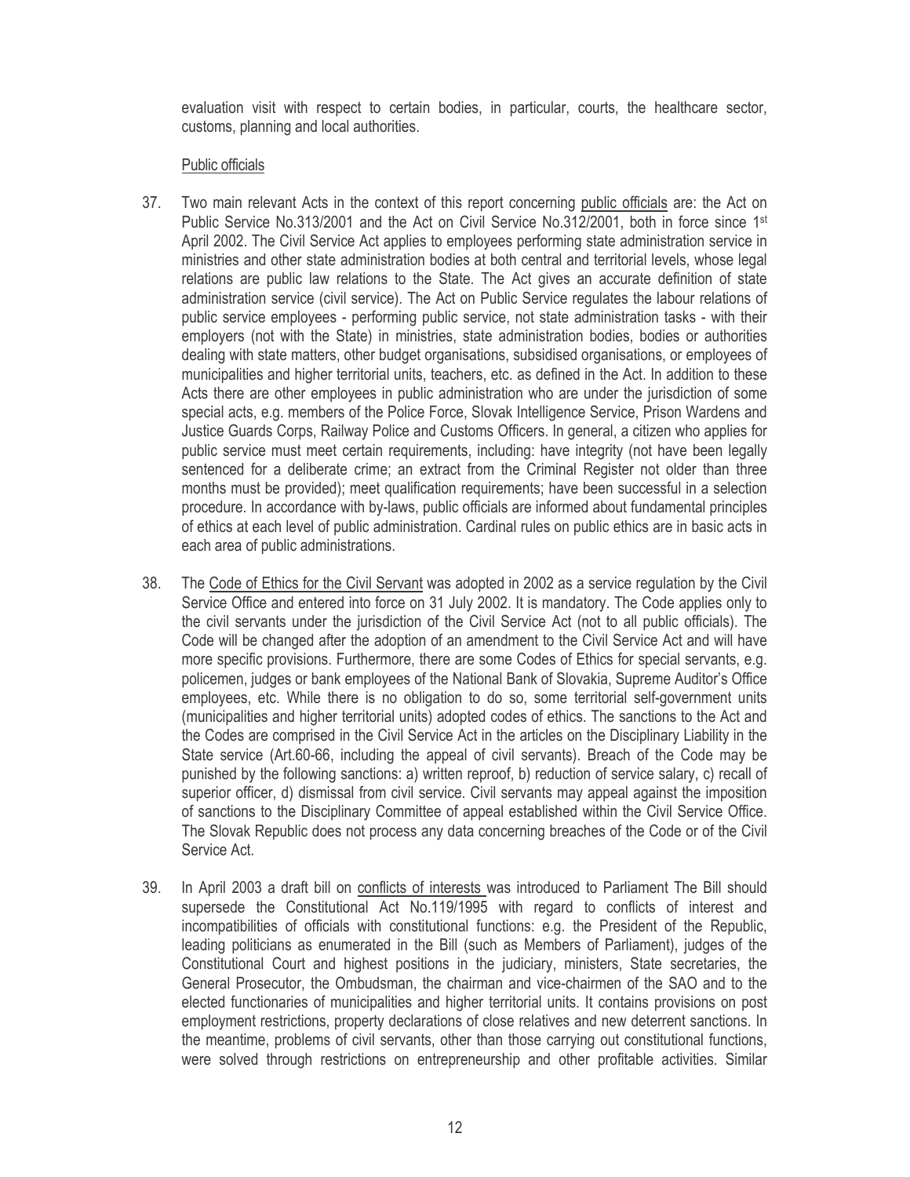evaluation visit with respect to certain bodies, in particular, courts, the healthcare sector, customs, planning and local authorities.

Public officials

37. Two main relevant Acts in the context of this report concerning public officials are: the Act on Public Service No.313/2001 and the Act on Civil Service No.312/2001, both in force since 1st April 2002. The Civil Service Act applies to employees performing state administration service in ministries and other state administration bodies at both central and territorial levels, whose legal relations are public law relations to the State. The Act gives an accurate definition of state administration service (civil service). The Act on Public Service regulates the labour relations of public service employees - performing public service, not state administration tasks - with their employers (not with the State) in ministries, state administration bodies, bodies or authorities dealing with state matters, other budget organisations, subsidised organisations, or employees of municipalities and higher territorial units, teachers, etc. as defined in the Act. In addition to these Acts there are other employees in public administration who are under the jurisdiction of some special acts, e.g. members of the Police Force, Slovak Intelligence Service, Prison Wardens and Justice Guards Corps, Railway Police and Customs Officers. In general, a citizen who applies for public service must meet certain requirements, including: have integrity (not have been legally sentenced for a deliberate crime; an extract from the Criminal Register not older than three months must be provided); meet qualification requirements; have been successful in a selection procedure. In accordance with by-laws, public officials are informed about fundamental principles of ethics at each level of public administration. Cardinal rules on public ethics are in basic acts in each area of public administrations.

38. The Code of Ethics for the Civil Servant was adopted in 2002 as a service regulation by the Civil Service Office and entered into force on 31 July 2002. It is mandatory. The Code applies only to the civil servants under the jurisdiction of the Civil Service Act (not to all public officials). The Code will be changed after the adoption of an amendment to the Civil Service Act and will have more specific provisions. Furthermore, there are some Codes of Ethics for special servants, e.g. policemen, judges or bank employees of the National Bank of Slovakia, Supreme Auditor's Office employees, etc. While there is no obligation to do so, some territorial self-government units (municipalities and higher territorial units) adopted codes of ethics. The sanctions to the Act and the Codes are comprised in the Civil Service Act in the articles on the Disciplinary Liability in the State service (Art.60-66, including the appeal of civil servants). Breach of the Code may be punished by the following sanctions: a) written reproof, b) reduction of service salary, c) recall of superior officer, d) dismissal from civil service. Civil servants may appeal against the imposition of sanctions to the Disciplinary Committee of appeal established within the Civil Service Office. The Slovak Republic does not process any data concerning breaches of the Code or of the Civil Service Act.

39. In April 2003 a draft bill on conflicts of interests was introduced to Parliament The Bill should supersede the Constitutional Act No.119/1995 with regard to conflicts of interest and incompatibilities of officials with constitutional functions: e.g. the President of the Republic, leading politicians as enumerated in the Bill (such as Members of Parliament), judges of the Constitutional Court and highest positions in the judiciary, ministers, State secretaries, the General Prosecutor, the Ombudsman, the chairman and vice-chairmen of the SAO and to the elected functionaries of municipalities and higher territorial units. It contains provisions on post employment restrictions, property declarations of close relatives and new deterrent sanctions. In the meantime, problems of civil servants, other than those carrying out constitutional functions, were solved through restrictions on entrepreneurship and other profitable activities. Similar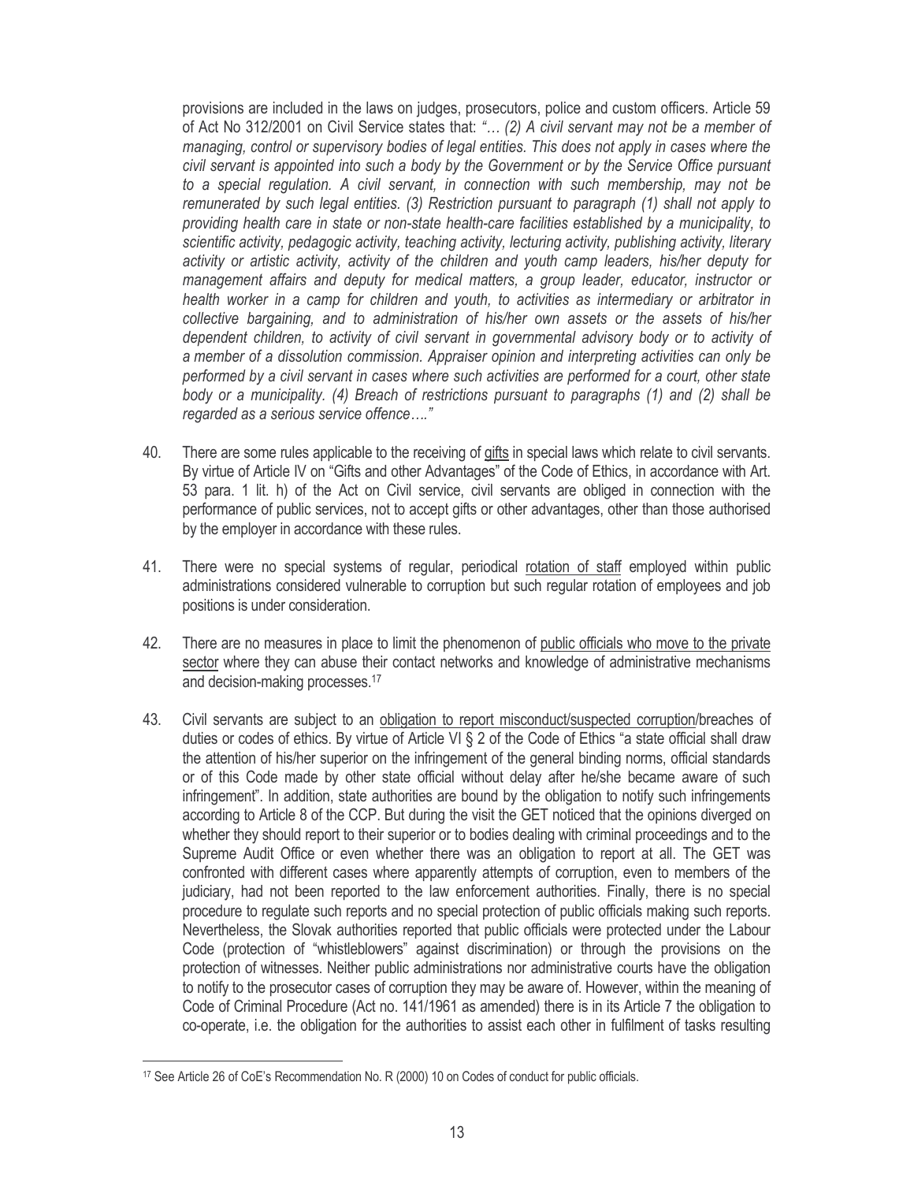provisions are included in the laws on judges, prosecutors, police and custom officers. Article 59 of Act No 312/2001 on Civil Service states that: *"… (2) A civil servant may not be a member of managing, control or supervisory bodies of legal entities. This does not apply in cases where the civil servant is appointed into such a body by the Government or by the Service Office pursuant to a special regulation. A civil servant, in connection with such membership, may not be remunerated by such legal entities. (3) Restriction pursuant to paragraph (1) shall not apply to providing health care in state or non-state health-care facilities established by a municipality, to scientific activity, pedagogic activity, teaching activity, lecturing activity, publishing activity, literary activity or artistic activity, activity of the children and youth camp leaders, his/her deputy for management affairs and deputy for medical matters, a group leader, educator, instructor or health worker in a camp for children and youth, to activities as intermediary or arbitrator in collective bargaining, and to administration of his/her own assets or the assets of his/her dependent children, to activity of civil servant in governmental advisory body or to activity of a member of a dissolution commission. Appraiser opinion and interpreting activities can only be performed by a civil servant in cases where such activities are performed for a court, other state body or a municipality. (4) Breach of restrictions pursuant to paragraphs (1) and (2) shall be regarded as a serious service offence…."*

40. There are some rules applicable to the receiving of <u>gifts</u> in special laws which relate to civil servants. By virtue of Article IV on "Gifts and other Advantages" of the Code of Ethics, in accordance with Art. 53 para. 1 lit. h) of the Act on Civil service, civil servants are obliged in connection with the performance of public services, not to accept gifts or other advantages, other than those authorised by the employer in accordance with these rules.

41. There were no special systems of regular, periodical <u>rotation of staff</u> employed within public administrations considered vulnerable to corruption but such regular rotation of employees and job positions is under consideration.

42. There are no measures in place to limit the phenomenon of <u>public officials who move to the private sector</u> where they can abuse their contact networks and knowledge of administrative mechanisms and decision-making processes.[17]

43. Civil servants are subject to an <u>obligation to report misconduct/suspected corruption</u>/breaches of duties or codes of ethics. By virtue of Article VI § 2 of the Code of Ethics "a state official shall draw the attention of his/her superior on the infringement of the general binding norms, official standards or of this Code made by other state official without delay after he/she became aware of such infringement". In addition, state authorities are bound by the obligation to notify such infringements according to Article 8 of the CCP. But during the visit the GET noticed that the opinions diverged on whether they should report to their superior or to bodies dealing with criminal proceedings and to the Supreme Audit Office or even whether there was an obligation to report at all. The GET was confronted with different cases where apparently attempts of corruption, even to members of the judiciary, had not been reported to the law enforcement authorities. Finally, there is no special procedure to regulate such reports and no special protection of public officials making such reports. Nevertheless, the Slovak authorities reported that public officials were protected under the Labour Code (protection of "whistleblowers" against discrimination) or through the provisions on the protection of witnesses. Neither public administrations nor administrative courts have the obligation to notify to the prosecutor cases of corruption they may be aware of. However, within the meaning of Code of Criminal Procedure (Act no. 141/1961 as amended) there is in its Article 7 the obligation to co-operate, i.e. the obligation for the authorities to assist each other in fulfilment of tasks resulting

---

[17] See Article 26 of CoE's Recommendation No. R (2000) 10 on Codes of conduct for public officials.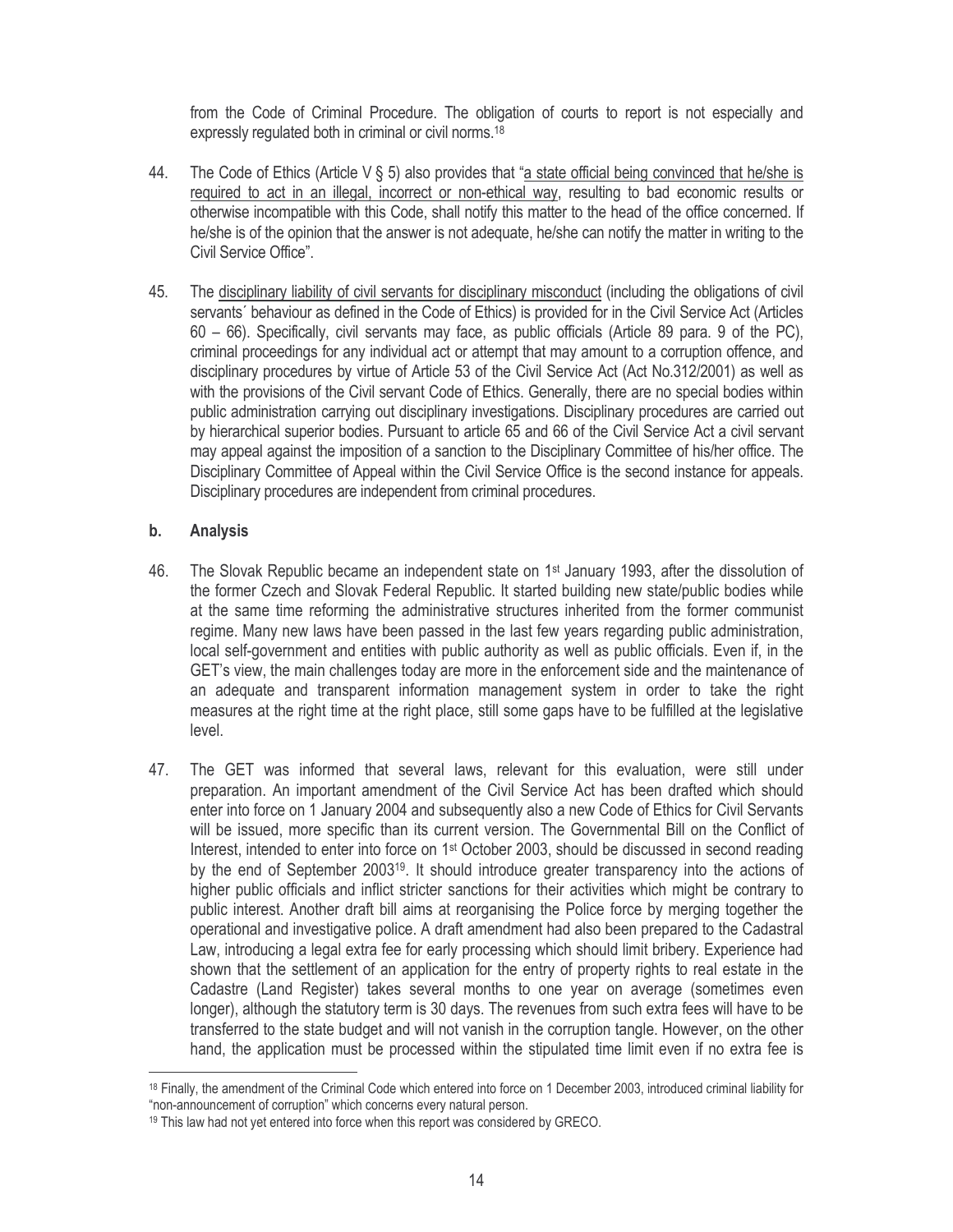from the Code of Criminal Procedure. The obligation of courts to report is not especially and expressly regulated both in criminal or civil norms.[18]

44. The Code of Ethics (Article V § 5) also provides that "a state official being convinced that he/she is required to act in an illegal, incorrect or non-ethical way, resulting to bad economic results or otherwise incompatible with this Code, shall notify this matter to the head of the office concerned. If he/she is of the opinion that the answer is not adequate, he/she can notify the matter in writing to the Civil Service Office".

45. The disciplinary liability of civil servants for disciplinary misconduct (including the obligations of civil servants´ behaviour as defined in the Code of Ethics) is provided for in the Civil Service Act (Articles 60 – 66). Specifically, civil servants may face, as public officials (Article 89 para. 9 of the PC), criminal proceedings for any individual act or attempt that may amount to a corruption offence, and disciplinary procedures by virtue of Article 53 of the Civil Service Act (Act No.312/2001) as well as with the provisions of the Civil servant Code of Ethics. Generally, there are no special bodies within public administration carrying out disciplinary investigations. Disciplinary procedures are carried out by hierarchical superior bodies. Pursuant to article 65 and 66 of the Civil Service Act a civil servant may appeal against the imposition of a sanction to the Disciplinary Committee of his/her office. The Disciplinary Committee of Appeal within the Civil Service Office is the second instance for appeals. Disciplinary procedures are independent from criminal procedures.

### b. Analysis

46. The Slovak Republic became an independent state on 1st January 1993, after the dissolution of the former Czech and Slovak Federal Republic. It started building new state/public bodies while at the same time reforming the administrative structures inherited from the former communist regime. Many new laws have been passed in the last few years regarding public administration, local self-government and entities with public authority as well as public officials. Even if, in the GET's view, the main challenges today are more in the enforcement side and the maintenance of an adequate and transparent information management system in order to take the right measures at the right time at the right place, still some gaps have to be fulfilled at the legislative level.

47. The GET was informed that several laws, relevant for this evaluation, were still under preparation. An important amendment of the Civil Service Act has been drafted which should enter into force on 1 January 2004 and subsequently also a new Code of Ethics for Civil Servants will be issued, more specific than its current version. The Governmental Bill on the Conflict of Interest, intended to enter into force on 1st October 2003, should be discussed in second reading by the end of September 2003[19]. It should introduce greater transparency into the actions of higher public officials and inflict stricter sanctions for their activities which might be contrary to public interest. Another draft bill aims at reorganising the Police force by merging together the operational and investigative police. A draft amendment had also been prepared to the Cadastral Law, introducing a legal extra fee for early processing which should limit bribery. Experience had shown that the settlement of an application for the entry of property rights to real estate in the Cadastre (Land Register) takes several months to one year on average (sometimes even longer), although the statutory term is 30 days. The revenues from such extra fees will have to be transferred to the state budget and will not vanish in the corruption tangle. However, on the other hand, the application must be processed within the stipulated time limit even if no extra fee is

[18] Finally, the amendment of the Criminal Code which entered into force on 1 December 2003, introduced criminal liability for "non-announcement of corruption" which concerns every natural person.

[19] This law had not yet entered into force when this report was considered by GRECO.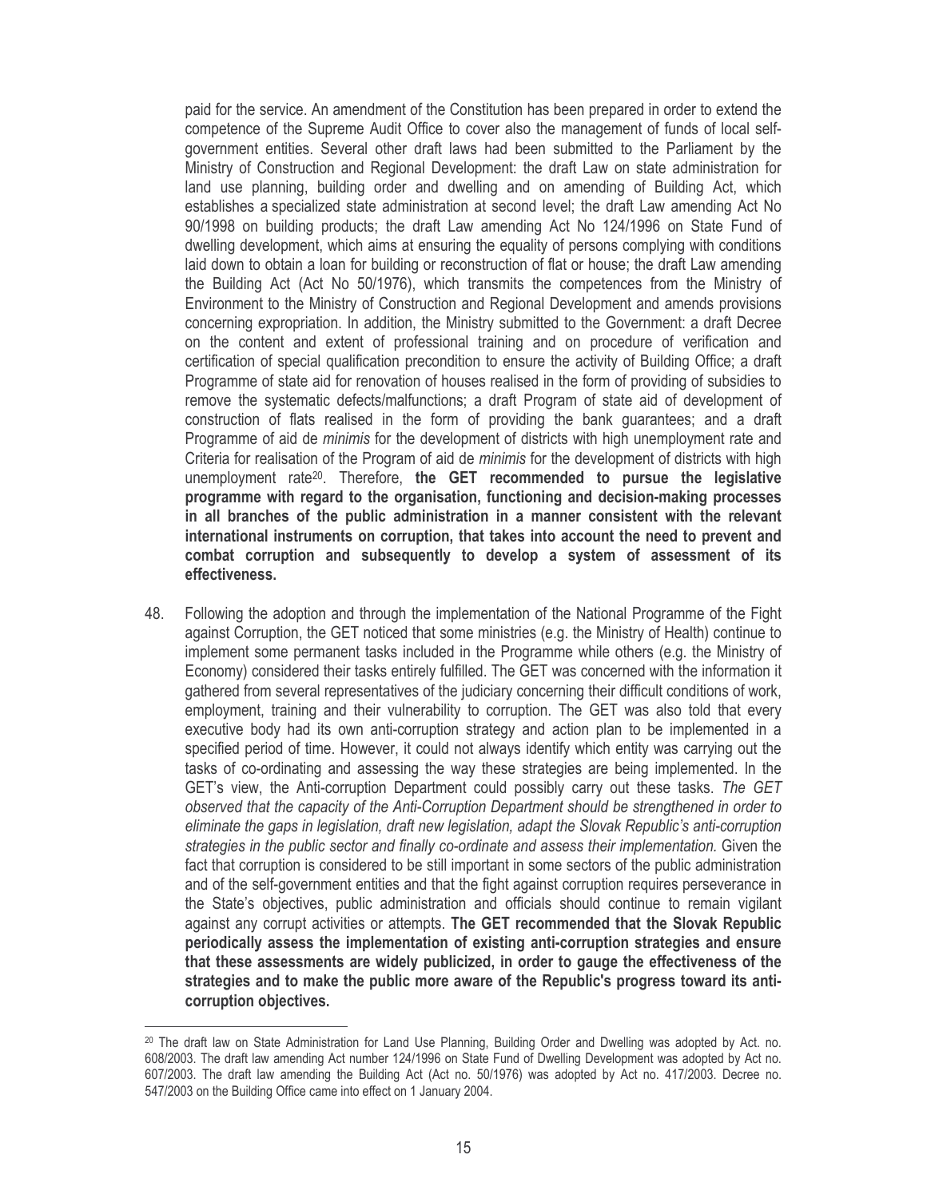paid for the service. An amendment of the Constitution has been prepared in order to extend the competence of the Supreme Audit Office to cover also the management of funds of local self-government entities. Several other draft laws had been submitted to the Parliament by the Ministry of Construction and Regional Development: the draft Law on state administration for land use planning, building order and dwelling and on amending of Building Act, which establishes a specialized state administration at second level; the draft Law amending Act No 90/1998 on building products; the draft Law amending Act No 124/1996 on State Fund of dwelling development, which aims at ensuring the equality of persons complying with conditions laid down to obtain a loan for building or reconstruction of flat or house; the draft Law amending the Building Act (Act No 50/1976), which transmits the competences from the Ministry of Environment to the Ministry of Construction and Regional Development and amends provisions concerning expropriation. In addition, the Ministry submitted to the Government: a draft Decree on the content and extent of professional training and on procedure of verification and certification of special qualification precondition to ensure the activity of Building Office; a draft Programme of state aid for renovation of houses realised in the form of providing of subsidies to remove the systematic defects/malfunctions; a draft Program of state aid of development of construction of flats realised in the form of providing the bank guarantees; and a draft Programme of aid de *minimis* for the development of districts with high unemployment rate and Criteria for realisation of the Program of aid de *minimis* for the development of districts with high unemployment rate[20]. Therefore, **the GET recommended to pursue the legislative programme with regard to the organisation, functioning and decision-making processes in all branches of the public administration in a manner consistent with the relevant international instruments on corruption, that takes into account the need to prevent and combat corruption and subsequently to develop a system of assessment of its effectiveness.**

48. Following the adoption and through the implementation of the National Programme of the Fight against Corruption, the GET noticed that some ministries (e.g. the Ministry of Health) continue to implement some permanent tasks included in the Programme while others (e.g. the Ministry of Economy) considered their tasks entirely fulfilled. The GET was concerned with the information it gathered from several representatives of the judiciary concerning their difficult conditions of work, employment, training and their vulnerability to corruption. The GET was also told that every executive body had its own anti-corruption strategy and action plan to be implemented in a specified period of time. However, it could not always identify which entity was carrying out the tasks of co-ordinating and assessing the way these strategies are being implemented. In the GET's view, the Anti-corruption Department could possibly carry out these tasks. *The GET observed that the capacity of the Anti-Corruption Department should be strengthened in order to eliminate the gaps in legislation, draft new legislation, adapt the Slovak Republic's anti-corruption strategies in the public sector and finally co-ordinate and assess their implementation.* Given the fact that corruption is considered to be still important in some sectors of the public administration and of the self-government entities and that the fight against corruption requires perseverance in the State's objectives, public administration and officials should continue to remain vigilant against any corrupt activities or attempts. **The GET recommended that the Slovak Republic periodically assess the implementation of existing anti-corruption strategies and ensure that these assessments are widely publicized, in order to gauge the effectiveness of the strategies and to make the public more aware of the Republic's progress toward its anti-corruption objectives.**

[20] The draft law on State Administration for Land Use Planning, Building Order and Dwelling was adopted by Act. no. 608/2003. The draft law amending Act number 124/1996 on State Fund of Dwelling Development was adopted by Act no. 607/2003. The draft law amending the Building Act (Act no. 50/1976) was adopted by Act no. 417/2003. Decree no. 547/2003 on the Building Office came into effect on 1 January 2004.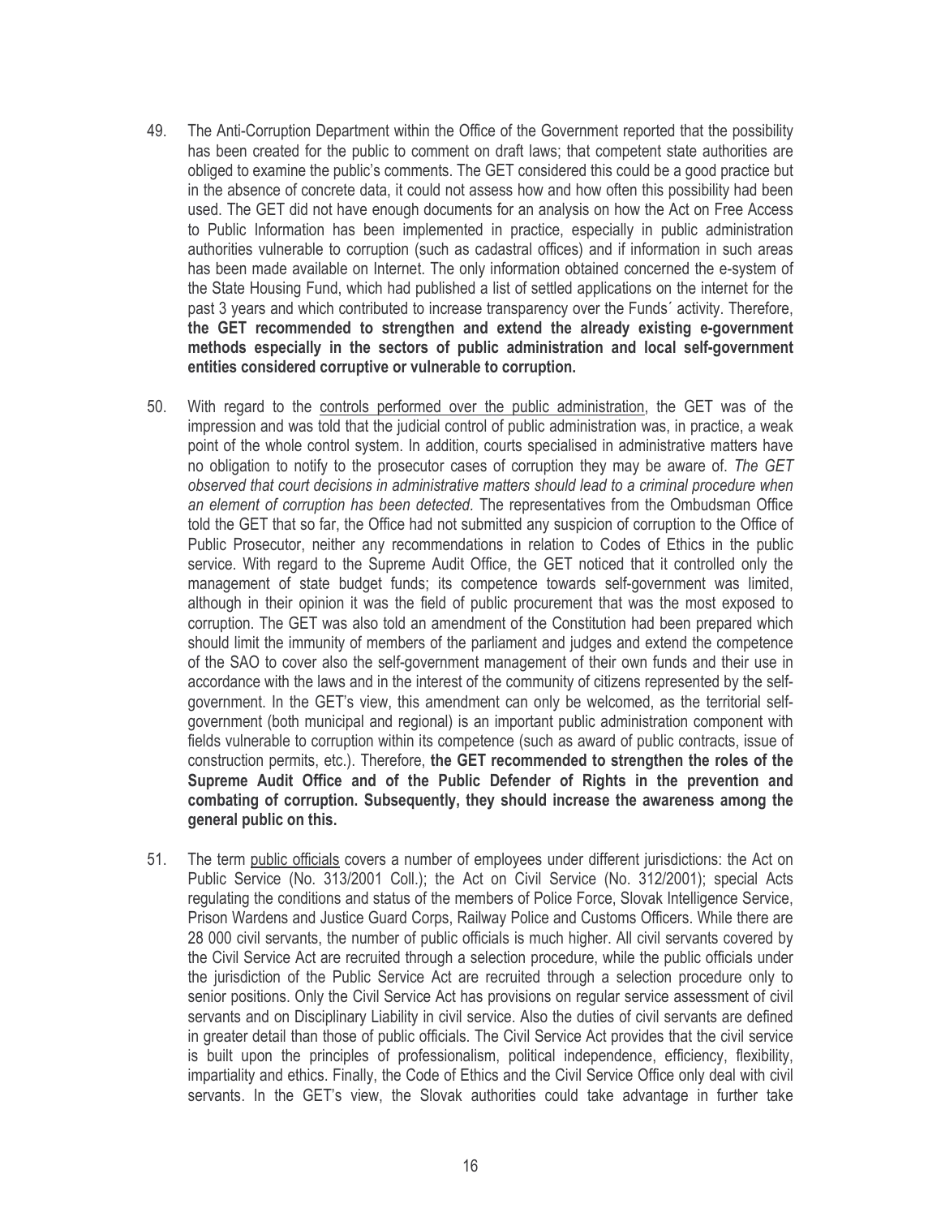49. The Anti-Corruption Department within the Office of the Government reported that the possibility has been created for the public to comment on draft laws; that competent state authorities are obliged to examine the public's comments. The GET considered this could be a good practice but in the absence of concrete data, it could not assess how and how often this possibility had been used. The GET did not have enough documents for an analysis on how the Act on Free Access to Public Information has been implemented in practice, especially in public administration authorities vulnerable to corruption (such as cadastral offices) and if information in such areas has been made available on Internet. The only information obtained concerned the e-system of the State Housing Fund, which had published a list of settled applications on the internet for the past 3 years and which contributed to increase transparency over the Funds´ activity. Therefore, **the GET recommended to strengthen and extend the already existing e-government methods especially in the sectors of public administration and local self-government entities considered corruptive or vulnerable to corruption.**

50. With regard to the controls performed over the public administration, the GET was of the impression and was told that the judicial control of public administration was, in practice, a weak point of the whole control system. In addition, courts specialised in administrative matters have no obligation to notify to the prosecutor cases of corruption they may be aware of. *The GET observed that court decisions in administrative matters should lead to a criminal procedure when an element of corruption has been detected.* The representatives from the Ombudsman Office told the GET that so far, the Office had not submitted any suspicion of corruption to the Office of Public Prosecutor, neither any recommendations in relation to Codes of Ethics in the public service. With regard to the Supreme Audit Office, the GET noticed that it controlled only the management of state budget funds; its competence towards self-government was limited, although in their opinion it was the field of public procurement that was the most exposed to corruption. The GET was also told an amendment of the Constitution had been prepared which should limit the immunity of members of the parliament and judges and extend the competence of the SAO to cover also the self-government management of their own funds and their use in accordance with the laws and in the interest of the community of citizens represented by the self-government. In the GET's view, this amendment can only be welcomed, as the territorial self-government (both municipal and regional) is an important public administration component with fields vulnerable to corruption within its competence (such as award of public contracts, issue of construction permits, etc.). Therefore, **the GET recommended to strengthen the roles of the Supreme Audit Office and of the Public Defender of Rights in the prevention and combating of corruption. Subsequently, they should increase the awareness among the general public on this.**

51. The term public officials covers a number of employees under different jurisdictions: the Act on Public Service (No. 313/2001 Coll.); the Act on Civil Service (No. 312/2001); special Acts regulating the conditions and status of the members of Police Force, Slovak Intelligence Service, Prison Wardens and Justice Guard Corps, Railway Police and Customs Officers. While there are 28 000 civil servants, the number of public officials is much higher. All civil servants covered by the Civil Service Act are recruited through a selection procedure, while the public officials under the jurisdiction of the Public Service Act are recruited through a selection procedure only to senior positions. Only the Civil Service Act has provisions on regular service assessment of civil servants and on Disciplinary Liability in civil service. Also the duties of civil servants are defined in greater detail than those of public officials. The Civil Service Act provides that the civil service is built upon the principles of professionalism, political independence, efficiency, flexibility, impartiality and ethics. Finally, the Code of Ethics and the Civil Service Office only deal with civil servants. In the GET's view, the Slovak authorities could take advantage in further take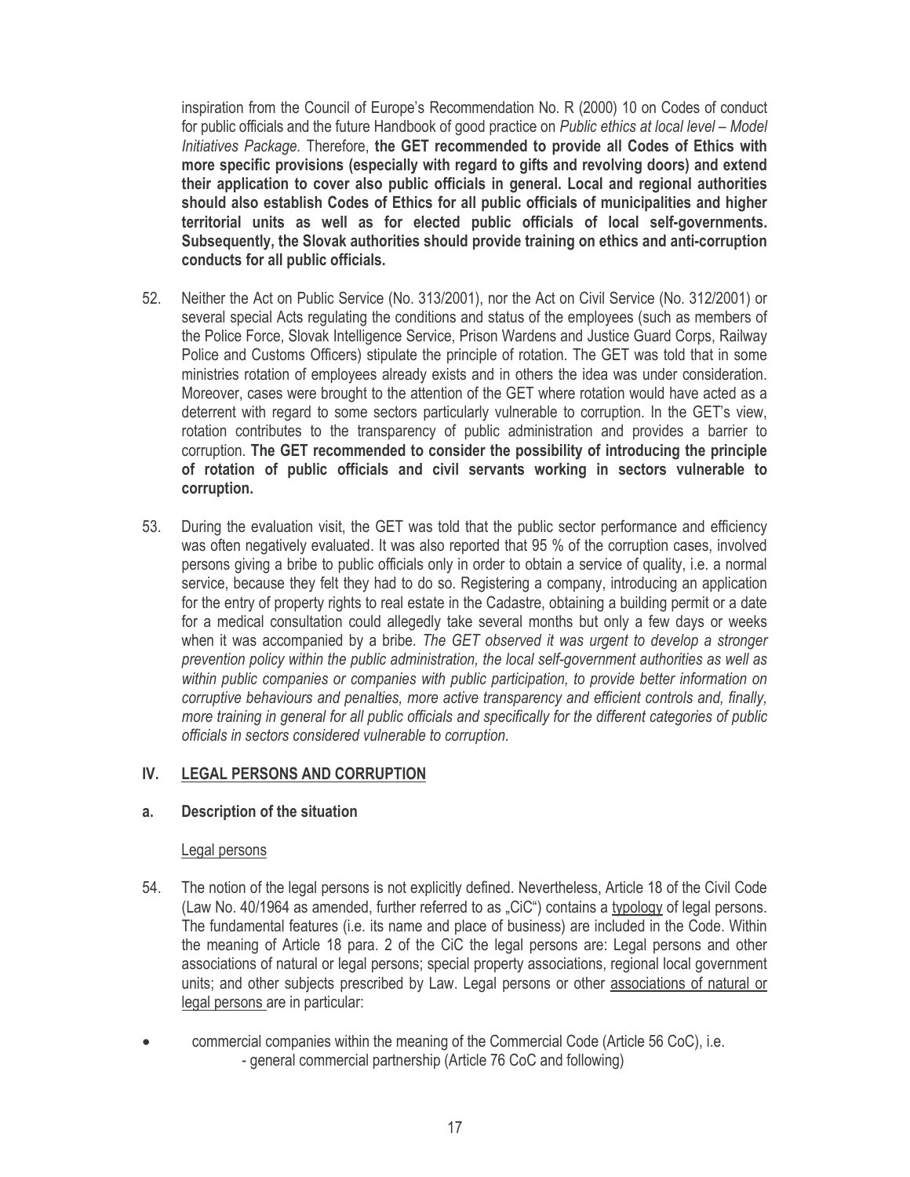inspiration from the Council of Europe's Recommendation No. R (2000) 10 on Codes of conduct for public officials and the future Handbook of good practice on *Public ethics at local level – Model Initiatives Package.* Therefore, **the GET recommended to provide all Codes of Ethics with more specific provisions (especially with regard to gifts and revolving doors) and extend their application to cover also public officials in general. Local and regional authorities should also establish Codes of Ethics for all public officials of municipalities and higher territorial units as well as for elected public officials of local self-governments. Subsequently, the Slovak authorities should provide training on ethics and anti-corruption conducts for all public officials.**

52. Neither the Act on Public Service (No. 313/2001), nor the Act on Civil Service (No. 312/2001) or several special Acts regulating the conditions and status of the employees (such as members of the Police Force, Slovak Intelligence Service, Prison Wardens and Justice Guard Corps, Railway Police and Customs Officers) stipulate the principle of rotation. The GET was told that in some ministries rotation of employees already exists and in others the idea was under consideration. Moreover, cases were brought to the attention of the GET where rotation would have acted as a deterrent with regard to some sectors particularly vulnerable to corruption. In the GET's view, rotation contributes to the transparency of public administration and provides a barrier to corruption. **The GET recommended to consider the possibility of introducing the principle of rotation of public officials and civil servants working in sectors vulnerable to corruption.**

53. During the evaluation visit, the GET was told that the public sector performance and efficiency was often negatively evaluated. It was also reported that 95 % of the corruption cases, involved persons giving a bribe to public officials only in order to obtain a service of quality, i.e. a normal service, because they felt they had to do so. Registering a company, introducing an application for the entry of property rights to real estate in the Cadastre, obtaining a building permit or a date for a medical consultation could allegedly take several months but only a few days or weeks when it was accompanied by a bribe. *The GET observed it was urgent to develop a stronger prevention policy within the public administration, the local self-government authorities as well as within public companies or companies with public participation, to provide better information on corruptive behaviours and penalties, more active transparency and efficient controls and, finally, more training in general for all public officials and specifically for the different categories of public officials in sectors considered vulnerable to corruption.*

## IV. LEGAL PERSONS AND CORRUPTION

### a. Description of the situation

Legal persons

54. The notion of the legal persons is not explicitly defined. Nevertheless, Article 18 of the Civil Code (Law No. 40/1964 as amended, further referred to as „CiC") contains a typology of legal persons. The fundamental features (i.e. its name and place of business) are included in the Code. Within the meaning of Article 18 para. 2 of the CiC the legal persons are: Legal persons and other associations of natural or legal persons; special property associations, regional local government units; and other subjects prescribed by Law. Legal persons or other associations of natural or legal persons are in particular:

- commercial companies within the meaning of the Commercial Code (Article 56 CoC), i.e.
  - general commercial partnership (Article 76 CoC and following)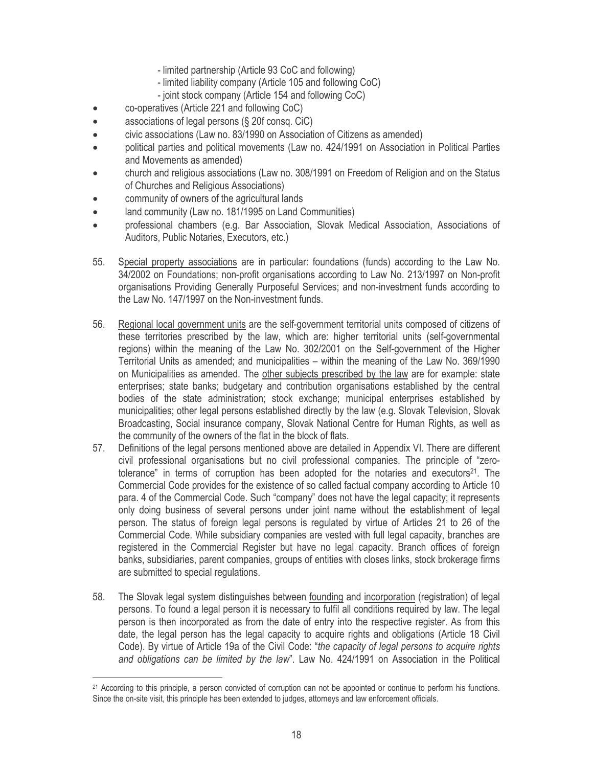- limited partnership (Article 93 CoC and following)
  - limited liability company (Article 105 and following CoC)
  - joint stock company (Article 154 and following CoC)
- co-operatives (Article 221 and following CoC)
- associations of legal persons (§ 20f consq. CiC)
- civic associations (Law no. 83/1990 on Association of Citizens as amended)
- political parties and political movements (Law no. 424/1991 on Association in Political Parties and Movements as amended)
- church and religious associations (Law no. 308/1991 on Freedom of Religion and on the Status of Churches and Religious Associations)
- community of owners of the agricultural lands
- land community (Law no. 181/1995 on Land Communities)
- professional chambers (e.g. Bar Association, Slovak Medical Association, Associations of Auditors, Public Notaries, Executors, etc.)

55. Special property associations are in particular: foundations (funds) according to the Law No. 34/2002 on Foundations; non-profit organisations according to Law No. 213/1997 on Non-profit organisations Providing Generally Purposeful Services; and non-investment funds according to the Law No. 147/1997 on the Non-investment funds.

56. Regional local government units are the self-government territorial units composed of citizens of these territories prescribed by the law, which are: higher territorial units (self-governmental regions) within the meaning of the Law No. 302/2001 on the Self-government of the Higher Territorial Units as amended; and municipalities – within the meaning of the Law No. 369/1990 on Municipalities as amended. The other subjects prescribed by the law are for example: state enterprises; state banks; budgetary and contribution organisations established by the central bodies of the state administration; stock exchange; municipal enterprises established by municipalities; other legal persons established directly by the law (e.g. Slovak Television, Slovak Broadcasting, Social insurance company, Slovak National Centre for Human Rights, as well as the community of the owners of the flat in the block of flats.

57. Definitions of the legal persons mentioned above are detailed in Appendix VI. There are different civil professional organisations but no civil professional companies. The principle of "zero-tolerance" in terms of corruption has been adopted for the notaries and executors[21]. The Commercial Code provides for the existence of so called factual company according to Article 10 para. 4 of the Commercial Code. Such "company" does not have the legal capacity; it represents only doing business of several persons under joint name without the establishment of legal person. The status of foreign legal persons is regulated by virtue of Articles 21 to 26 of the Commercial Code. While subsidiary companies are vested with full legal capacity, branches are registered in the Commercial Register but have no legal capacity. Branch offices of foreign banks, subsidiaries, parent companies, groups of entities with closes links, stock brokerage firms are submitted to special regulations.

58. The Slovak legal system distinguishes between founding and incorporation (registration) of legal persons. To found a legal person it is necessary to fulfil all conditions required by law. The legal person is then incorporated as from the date of entry into the respective register. As from this date, the legal person has the legal capacity to acquire rights and obligations (Article 18 Civil Code). By virtue of Article 19a of the Civil Code: "*the capacity of legal persons to acquire rights and obligations can be limited by the law*". Law No. 424/1991 on Association in the Political

[21] According to this principle, a person convicted of corruption can not be appointed or continue to perform his functions. Since the on-site visit, this principle has been extended to judges, attorneys and law enforcement officials.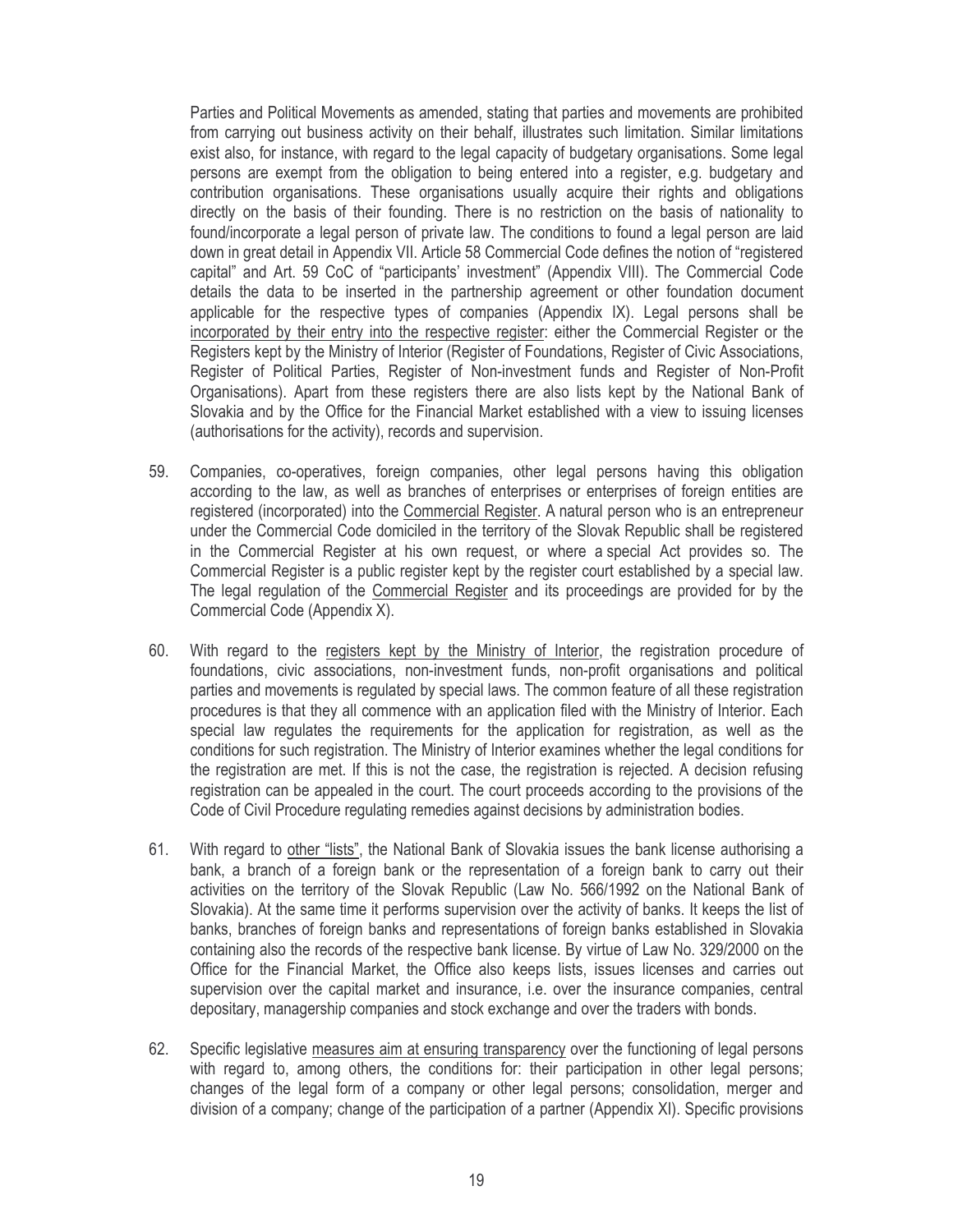Parties and Political Movements as amended, stating that parties and movements are prohibited from carrying out business activity on their behalf, illustrates such limitation. Similar limitations exist also, for instance, with regard to the legal capacity of budgetary organisations. Some legal persons are exempt from the obligation to being entered into a register, e.g. budgetary and contribution organisations. These organisations usually acquire their rights and obligations directly on the basis of their founding. There is no restriction on the basis of nationality to found/incorporate a legal person of private law. The conditions to found a legal person are laid down in great detail in Appendix VII. Article 58 Commercial Code defines the notion of "registered capital" and Art. 59 CoC of "participants' investment" (Appendix VIII). The Commercial Code details the data to be inserted in the partnership agreement or other foundation document applicable for the respective types of companies (Appendix IX). Legal persons shall be incorporated by their entry into the respective register: either the Commercial Register or the Registers kept by the Ministry of Interior (Register of Foundations, Register of Civic Associations, Register of Political Parties, Register of Non-investment funds and Register of Non-Profit Organisations). Apart from these registers there are also lists kept by the National Bank of Slovakia and by the Office for the Financial Market established with a view to issuing licenses (authorisations for the activity), records and supervision.

59. Companies, co-operatives, foreign companies, other legal persons having this obligation according to the law, as well as branches of enterprises or enterprises of foreign entities are registered (incorporated) into the Commercial Register. A natural person who is an entrepreneur under the Commercial Code domiciled in the territory of the Slovak Republic shall be registered in the Commercial Register at his own request, or where a special Act provides so. The Commercial Register is a public register kept by the register court established by a special law. The legal regulation of the Commercial Register and its proceedings are provided for by the Commercial Code (Appendix X).

60. With regard to the registers kept by the Ministry of Interior, the registration procedure of foundations, civic associations, non-investment funds, non-profit organisations and political parties and movements is regulated by special laws. The common feature of all these registration procedures is that they all commence with an application filed with the Ministry of Interior. Each special law regulates the requirements for the application for registration, as well as the conditions for such registration. The Ministry of Interior examines whether the legal conditions for the registration are met. If this is not the case, the registration is rejected. A decision refusing registration can be appealed in the court. The court proceeds according to the provisions of the Code of Civil Procedure regulating remedies against decisions by administration bodies.

61. With regard to other "lists", the National Bank of Slovakia issues the bank license authorising a bank, a branch of a foreign bank or the representation of a foreign bank to carry out their activities on the territory of the Slovak Republic (Law No. 566/1992 on the National Bank of Slovakia). At the same time it performs supervision over the activity of banks. It keeps the list of banks, branches of foreign banks and representations of foreign banks established in Slovakia containing also the records of the respective bank license. By virtue of Law No. 329/2000 on the Office for the Financial Market, the Office also keeps lists, issues licenses and carries out supervision over the capital market and insurance, i.e. over the insurance companies, central depositary, managership companies and stock exchange and over the traders with bonds.

62. Specific legislative measures aim at ensuring transparency over the functioning of legal persons with regard to, among others, the conditions for: their participation in other legal persons; changes of the legal form of a company or other legal persons; consolidation, merger and division of a company; change of the participation of a partner (Appendix XI). Specific provisions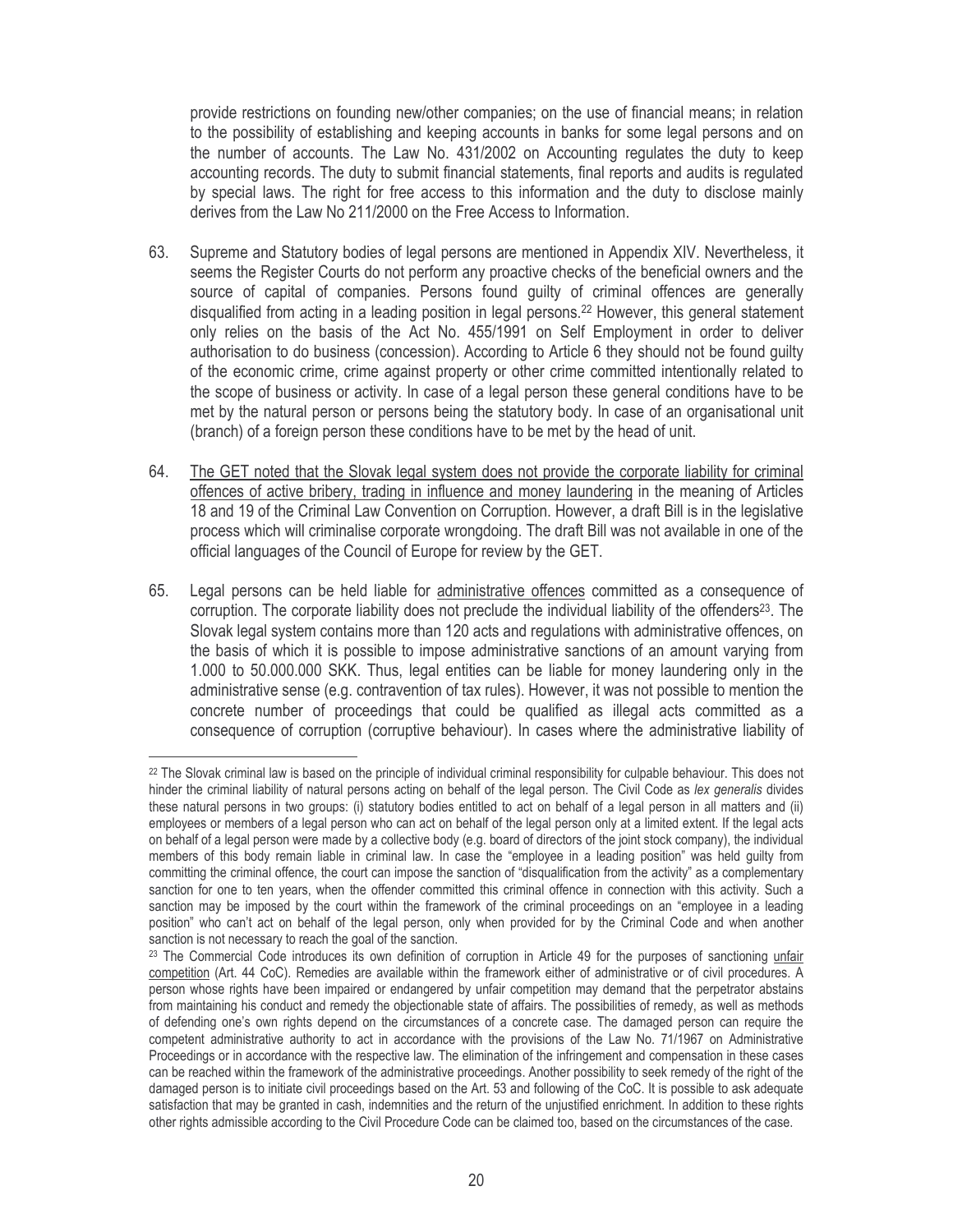provide restrictions on founding new/other companies; on the use of financial means; in relation to the possibility of establishing and keeping accounts in banks for some legal persons and on the number of accounts. The Law No. 431/2002 on Accounting regulates the duty to keep accounting records. The duty to submit financial statements, final reports and audits is regulated by special laws. The right for free access to this information and the duty to disclose mainly derives from the Law No 211/2000 on the Free Access to Information.

63. Supreme and Statutory bodies of legal persons are mentioned in Appendix XIV. Nevertheless, it seems the Register Courts do not perform any proactive checks of the beneficial owners and the source of capital of companies. Persons found guilty of criminal offences are generally disqualified from acting in a leading position in legal persons.[22] However, this general statement only relies on the basis of the Act No. 455/1991 on Self Employment in order to deliver authorisation to do business (concession). According to Article 6 they should not be found guilty of the economic crime, crime against property or other crime committed intentionally related to the scope of business or activity. In case of a legal person these general conditions have to be met by the natural person or persons being the statutory body. In case of an organisational unit (branch) of a foreign person these conditions have to be met by the head of unit.

64. <u>The GET noted that the Slovak legal system does not provide the corporate liability for criminal offences of active bribery, trading in influence and money laundering</u> in the meaning of Articles 18 and 19 of the Criminal Law Convention on Corruption. However, a draft Bill is in the legislative process which will criminalise corporate wrongdoing. The draft Bill was not available in one of the official languages of the Council of Europe for review by the GET.

65. Legal persons can be held liable for <u>administrative offences</u> committed as a consequence of corruption. The corporate liability does not preclude the individual liability of the offenders[23]. The Slovak legal system contains more than 120 acts and regulations with administrative offences, on the basis of which it is possible to impose administrative sanctions of an amount varying from 1.000 to 50.000.000 SKK. Thus, legal entities can be liable for money laundering only in the administrative sense (e.g. contravention of tax rules). However, it was not possible to mention the concrete number of proceedings that could be qualified as illegal acts committed as a consequence of corruption (corruptive behaviour). In cases where the administrative liability of

---

[22] The Slovak criminal law is based on the principle of individual criminal responsibility for culpable behaviour. This does not hinder the criminal liability of natural persons acting on behalf of the legal person. The Civil Code as *lex generalis* divides these natural persons in two groups: (i) statutory bodies entitled to act on behalf of a legal person in all matters and (ii) employees or members of a legal person who can act on behalf of the legal person only at a limited extent. If the legal acts on behalf of a legal person were made by a collective body (e.g. board of directors of the joint stock company), the individual members of this body remain liable in criminal law. In case the "employee in a leading position" was held guilty from committing the criminal offence, the court can impose the sanction of "disqualification from the activity" as a complementary sanction for one to ten years, when the offender committed this criminal offence in connection with this activity. Such a sanction may be imposed by the court within the framework of the criminal proceedings on an "employee in a leading position" who can't act on behalf of the legal person, only when provided for by the Criminal Code and when another sanction is not necessary to reach the goal of the sanction.

[23] The Commercial Code introduces its own definition of corruption in Article 49 for the purposes of sanctioning <u>unfair competition</u> (Art. 44 CoC). Remedies are available within the framework either of administrative or of civil procedures. A person whose rights have been impaired or endangered by unfair competition may demand that the perpetrator abstains from maintaining his conduct and remedy the objectionable state of affairs. The possibilities of remedy, as well as methods of defending one's own rights depend on the circumstances of a concrete case. The damaged person can require the competent administrative authority to act in accordance with the provisions of the Law No. 71/1967 on Administrative Proceedings or in accordance with the respective law. The elimination of the infringement and compensation in these cases can be reached within the framework of the administrative proceedings. Another possibility to seek remedy of the right of the damaged person is to initiate civil proceedings based on the Art. 53 and following of the CoC. It is possible to ask adequate satisfaction that may be granted in cash, indemnities and the return of the unjustified enrichment. In addition to these rights other rights admissible according to the Civil Procedure Code can be claimed too, based on the circumstances of the case.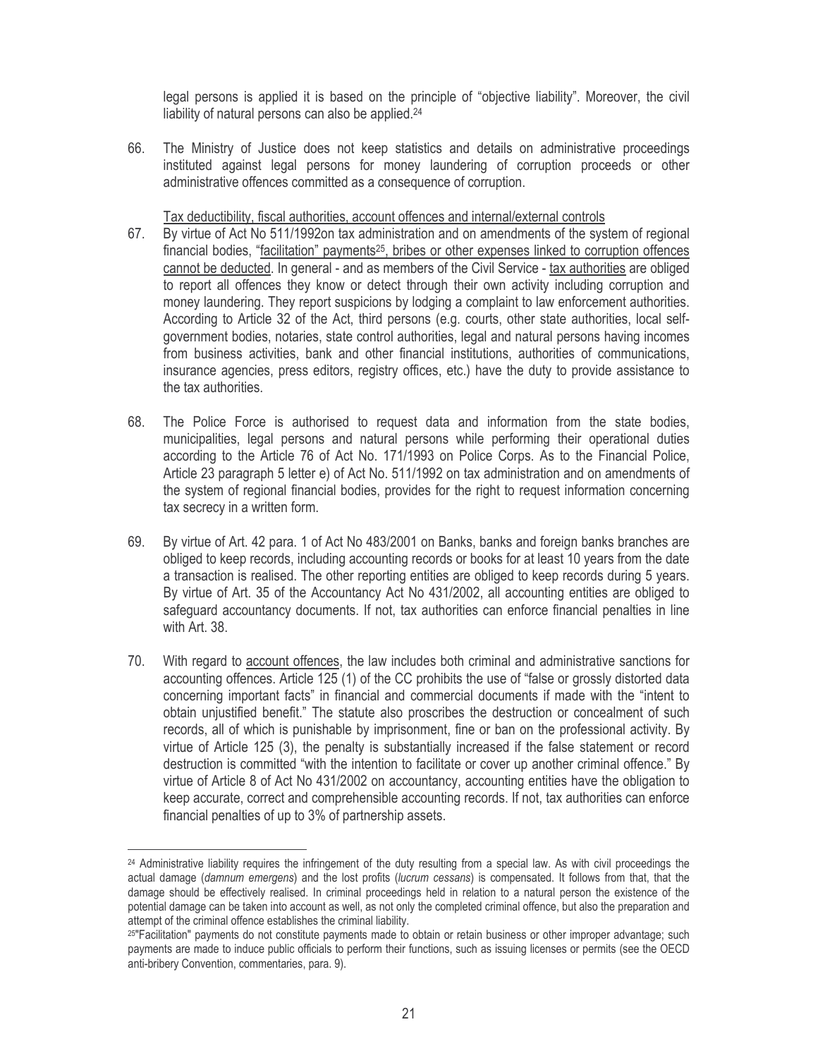legal persons is applied it is based on the principle of "objective liability". Moreover, the civil liability of natural persons can also be applied.[24]

66. The Ministry of Justice does not keep statistics and details on administrative proceedings instituted against legal persons for money laundering of corruption proceeds or other administrative offences committed as a consequence of corruption.

Tax deductibility, fiscal authorities, account offences and internal/external controls

67. By virtue of Act No 511/1992on tax administration and on amendments of the system of regional financial bodies, "facilitation" payments[25], bribes or other expenses linked to corruption offences cannot be deducted. In general - and as members of the Civil Service - tax authorities are obliged to report all offences they know or detect through their own activity including corruption and money laundering. They report suspicions by lodging a complaint to law enforcement authorities. According to Article 32 of the Act, third persons (e.g. courts, other state authorities, local self-government bodies, notaries, state control authorities, legal and natural persons having incomes from business activities, bank and other financial institutions, authorities of communications, insurance agencies, press editors, registry offices, etc.) have the duty to provide assistance to the tax authorities.

68. The Police Force is authorised to request data and information from the state bodies, municipalities, legal persons and natural persons while performing their operational duties according to the Article 76 of Act No. 171/1993 on Police Corps. As to the Financial Police, Article 23 paragraph 5 letter e) of Act No. 511/1992 on tax administration and on amendments of the system of regional financial bodies, provides for the right to request information concerning tax secrecy in a written form.

69. By virtue of Art. 42 para. 1 of Act No 483/2001 on Banks, banks and foreign banks branches are obliged to keep records, including accounting records or books for at least 10 years from the date a transaction is realised. The other reporting entities are obliged to keep records during 5 years. By virtue of Art. 35 of the Accountancy Act No 431/2002, all accounting entities are obliged to safeguard accountancy documents. If not, tax authorities can enforce financial penalties in line with Art. 38.

70. With regard to account offences, the law includes both criminal and administrative sanctions for accounting offences. Article 125 (1) of the CC prohibits the use of "false or grossly distorted data concerning important facts" in financial and commercial documents if made with the "intent to obtain unjustified benefit." The statute also proscribes the destruction or concealment of such records, all of which is punishable by imprisonment, fine or ban on the professional activity. By virtue of Article 125 (3), the penalty is substantially increased if the false statement or record destruction is committed "with the intention to facilitate or cover up another criminal offence." By virtue of Article 8 of Act No 431/2002 on accountancy, accounting entities have the obligation to keep accurate, correct and comprehensible accounting records. If not, tax authorities can enforce financial penalties of up to 3% of partnership assets.

---

[24] Administrative liability requires the infringement of the duty resulting from a special law. As with civil proceedings the actual damage (*damnum emergens*) and the lost profits (*lucrum cessans*) is compensated. It follows from that, that the damage should be effectively realised. In criminal proceedings held in relation to a natural person the existence of the potential damage can be taken into account as well, as not only the completed criminal offence, but also the preparation and attempt of the criminal offence establishes the criminal liability.

[25] "Facilitation" payments do not constitute payments made to obtain or retain business or other improper advantage; such payments are made to induce public officials to perform their functions, such as issuing licenses or permits (see the OECD anti-bribery Convention, commentaries, para. 9).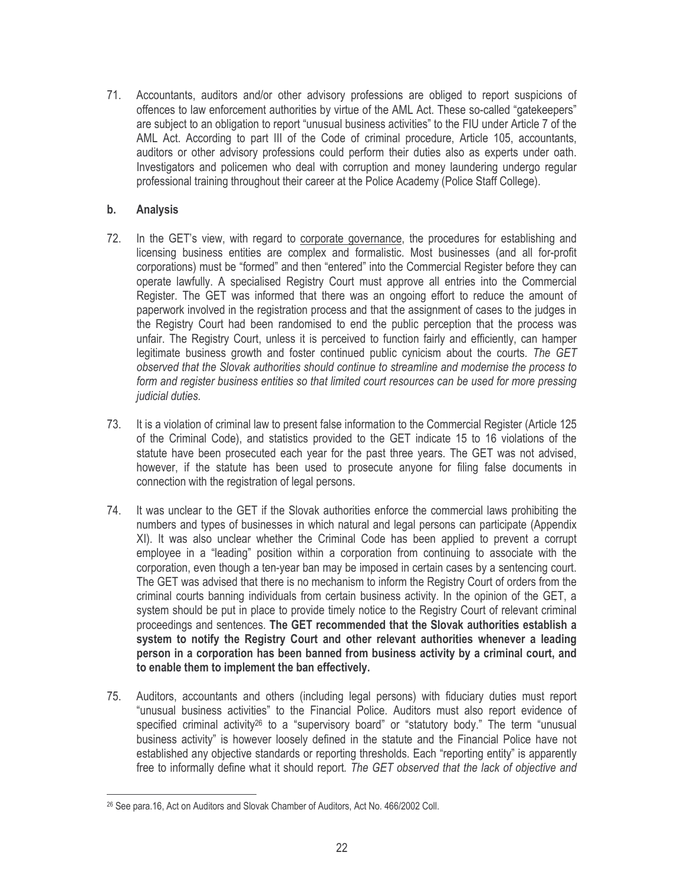71. Accountants, auditors and/or other advisory professions are obliged to report suspicions of offences to law enforcement authorities by virtue of the AML Act. These so-called "gatekeepers" are subject to an obligation to report "unusual business activities" to the FIU under Article 7 of the AML Act. According to part III of the Code of criminal procedure, Article 105, accountants, auditors or other advisory professions could perform their duties also as experts under oath. Investigators and policemen who deal with corruption and money laundering undergo regular professional training throughout their career at the Police Academy (Police Staff College).

## b. Analysis

72. In the GET's view, with regard to corporate governance, the procedures for establishing and licensing business entities are complex and formalistic. Most businesses (and all for-profit corporations) must be "formed" and then "entered" into the Commercial Register before they can operate lawfully. A specialised Registry Court must approve all entries into the Commercial Register. The GET was informed that there was an ongoing effort to reduce the amount of paperwork involved in the registration process and that the assignment of cases to the judges in the Registry Court had been randomised to end the public perception that the process was unfair. The Registry Court, unless it is perceived to function fairly and efficiently, can hamper legitimate business growth and foster continued public cynicism about the courts. *The GET observed that the Slovak authorities should continue to streamline and modernise the process to form and register business entities so that limited court resources can be used for more pressing judicial duties.*

73. It is a violation of criminal law to present false information to the Commercial Register (Article 125 of the Criminal Code), and statistics provided to the GET indicate 15 to 16 violations of the statute have been prosecuted each year for the past three years. The GET was not advised, however, if the statute has been used to prosecute anyone for filing false documents in connection with the registration of legal persons.

74. It was unclear to the GET if the Slovak authorities enforce the commercial laws prohibiting the numbers and types of businesses in which natural and legal persons can participate (Appendix XI). It was also unclear whether the Criminal Code has been applied to prevent a corrupt employee in a "leading" position within a corporation from continuing to associate with the corporation, even though a ten-year ban may be imposed in certain cases by a sentencing court. The GET was advised that there is no mechanism to inform the Registry Court of orders from the criminal courts banning individuals from certain business activity. In the opinion of the GET, a system should be put in place to provide timely notice to the Registry Court of relevant criminal proceedings and sentences. **The GET recommended that the Slovak authorities establish a system to notify the Registry Court and other relevant authorities whenever a leading person in a corporation has been banned from business activity by a criminal court, and to enable them to implement the ban effectively.**

75. Auditors, accountants and others (including legal persons) with fiduciary duties must report "unusual business activities" to the Financial Police. Auditors must also report evidence of specified criminal activity[26] to a "supervisory board" or "statutory body." The term "unusual business activity" is however loosely defined in the statute and the Financial Police have not established any objective standards or reporting thresholds. Each "reporting entity" is apparently free to informally define what it should report. *The GET observed that the lack of objective and*

---

[26] See para.16, Act on Auditors and Slovak Chamber of Auditors, Act No. 466/2002 Coll.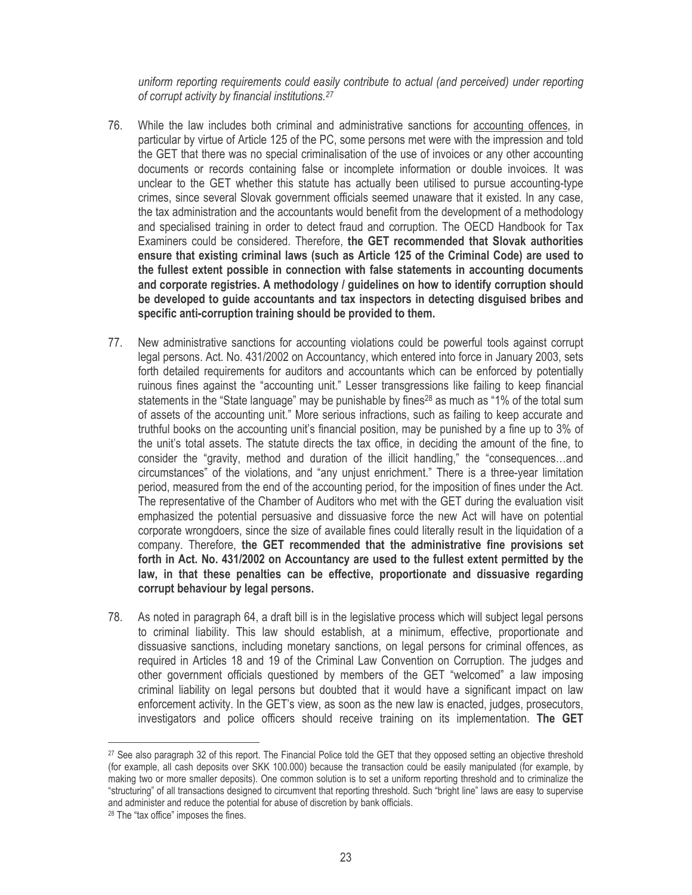*uniform reporting requirements could easily contribute to actual (and perceived) under reporting of corrupt activity by financial institutions.*[27]

76. While the law includes both criminal and administrative sanctions for accounting offences, in particular by virtue of Article 125 of the PC, some persons met were with the impression and told the GET that there was no special criminalisation of the use of invoices or any other accounting documents or records containing false or incomplete information or double invoices. It was unclear to the GET whether this statute has actually been utilised to pursue accounting-type crimes, since several Slovak government officials seemed unaware that it existed. In any case, the tax administration and the accountants would benefit from the development of a methodology and specialised training in order to detect fraud and corruption. The OECD Handbook for Tax Examiners could be considered. Therefore, **the GET recommended that Slovak authorities ensure that existing criminal laws (such as Article 125 of the Criminal Code) are used to the fullest extent possible in connection with false statements in accounting documents and corporate registries. A methodology / guidelines on how to identify corruption should be developed to guide accountants and tax inspectors in detecting disguised bribes and specific anti-corruption training should be provided to them.**

77. New administrative sanctions for accounting violations could be powerful tools against corrupt legal persons. Act. No. 431/2002 on Accountancy, which entered into force in January 2003, sets forth detailed requirements for auditors and accountants which can be enforced by potentially ruinous fines against the "accounting unit." Lesser transgressions like failing to keep financial statements in the "State language" may be punishable by fines[28] as much as "1% of the total sum of assets of the accounting unit." More serious infractions, such as failing to keep accurate and truthful books on the accounting unit's financial position, may be punished by a fine up to 3% of the unit's total assets. The statute directs the tax office, in deciding the amount of the fine, to consider the "gravity, method and duration of the illicit handling," the "consequences…and circumstances" of the violations, and "any unjust enrichment." There is a three-year limitation period, measured from the end of the accounting period, for the imposition of fines under the Act. The representative of the Chamber of Auditors who met with the GET during the evaluation visit emphasized the potential persuasive and dissuasive force the new Act will have on potential corporate wrongdoers, since the size of available fines could literally result in the liquidation of a company. Therefore, **the GET recommended that the administrative fine provisions set forth in Act. No. 431/2002 on Accountancy are used to the fullest extent permitted by the law, in that these penalties can be effective, proportionate and dissuasive regarding corrupt behaviour by legal persons.**

78. As noted in paragraph 64, a draft bill is in the legislative process which will subject legal persons to criminal liability. This law should establish, at a minimum, effective, proportionate and dissuasive sanctions, including monetary sanctions, on legal persons for criminal offences, as required in Articles 18 and 19 of the Criminal Law Convention on Corruption. The judges and other government officials questioned by members of the GET "welcomed" a law imposing criminal liability on legal persons but doubted that it would have a significant impact on law enforcement activity. In the GET's view, as soon as the new law is enacted, judges, prosecutors, investigators and police officers should receive training on its implementation. **The GET**

---

[27] See also paragraph 32 of this report. The Financial Police told the GET that they opposed setting an objective threshold (for example, all cash deposits over SKK 100.000) because the transaction could be easily manipulated (for example, by making two or more smaller deposits). One common solution is to set a uniform reporting threshold and to criminalize the "structuring" of all transactions designed to circumvent that reporting threshold. Such "bright line" laws are easy to supervise and administer and reduce the potential for abuse of discretion by bank officials.

[28] The "tax office" imposes the fines.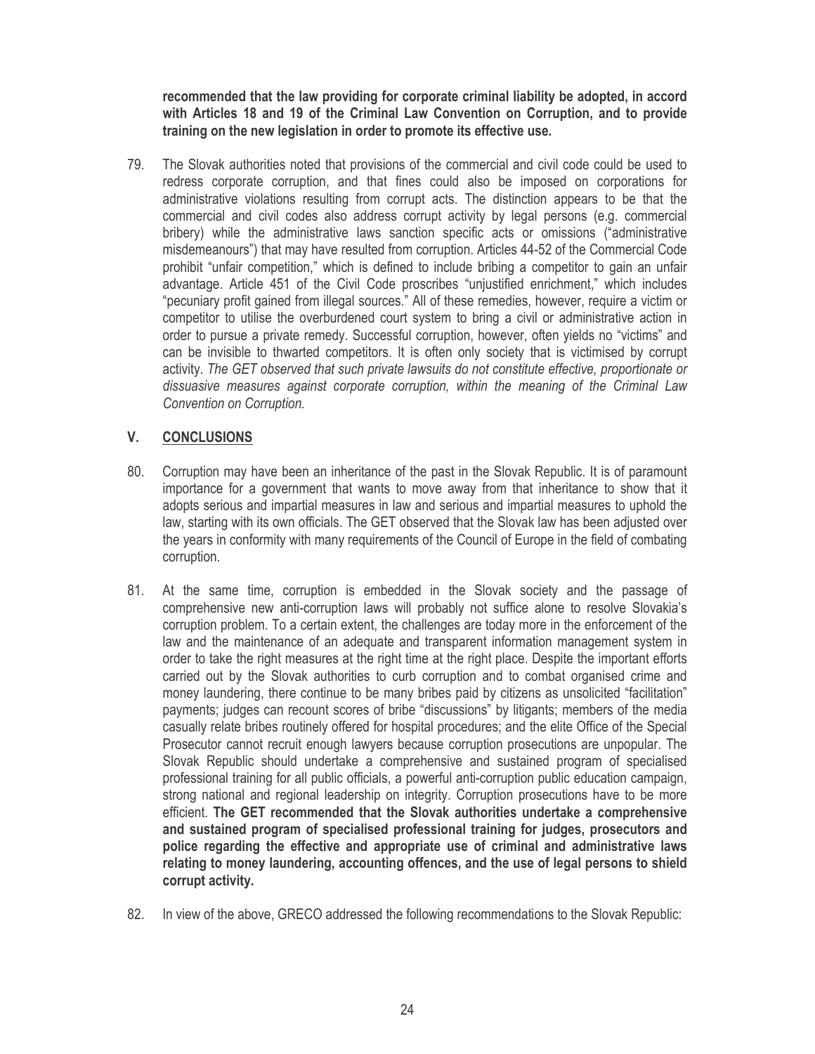**recommended that the law providing for corporate criminal liability be adopted, in accord with Articles 18 and 19 of the Criminal Law Convention on Corruption, and to provide training on the new legislation in order to promote its effective use.**

79. The Slovak authorities noted that provisions of the commercial and civil code could be used to redress corporate corruption, and that fines could also be imposed on corporations for administrative violations resulting from corrupt acts. The distinction appears to be that the commercial and civil codes also address corrupt activity by legal persons (e.g. commercial bribery) while the administrative laws sanction specific acts or omissions ("administrative misdemeanours") that may have resulted from corruption. Articles 44-52 of the Commercial Code prohibit "unfair competition," which is defined to include bribing a competitor to gain an unfair advantage. Article 451 of the Civil Code proscribes "unjustified enrichment," which includes "pecuniary profit gained from illegal sources." All of these remedies, however, require a victim or competitor to utilise the overburdened court system to bring a civil or administrative action in order to pursue a private remedy. Successful corruption, however, often yields no "victims" and can be invisible to thwarted competitors. It is often only society that is victimised by corrupt activity. *The GET observed that such private lawsuits do not constitute effective, proportionate or dissuasive measures against corporate corruption, within the meaning of the Criminal Law Convention on Corruption.*

## V. CONCLUSIONS

80. Corruption may have been an inheritance of the past in the Slovak Republic. It is of paramount importance for a government that wants to move away from that inheritance to show that it adopts serious and impartial measures in law and serious and impartial measures to uphold the law, starting with its own officials. The GET observed that the Slovak law has been adjusted over the years in conformity with many requirements of the Council of Europe in the field of combating corruption.

81. At the same time, corruption is embedded in the Slovak society and the passage of comprehensive new anti-corruption laws will probably not suffice alone to resolve Slovakia's corruption problem. To a certain extent, the challenges are today more in the enforcement of the law and the maintenance of an adequate and transparent information management system in order to take the right measures at the right time at the right place. Despite the important efforts carried out by the Slovak authorities to curb corruption and to combat organised crime and money laundering, there continue to be many bribes paid by citizens as unsolicited "facilitation" payments; judges can recount scores of bribe "discussions" by litigants; members of the media casually relate bribes routinely offered for hospital procedures; and the elite Office of the Special Prosecutor cannot recruit enough lawyers because corruption prosecutions are unpopular. The Slovak Republic should undertake a comprehensive and sustained program of specialised professional training for all public officials, a powerful anti-corruption public education campaign, strong national and regional leadership on integrity. Corruption prosecutions have to be more efficient. **The GET recommended that the Slovak authorities undertake a comprehensive and sustained program of specialised professional training for judges, prosecutors and police regarding the effective and appropriate use of criminal and administrative laws relating to money laundering, accounting offences, and the use of legal persons to shield corrupt activity.**

82. In view of the above, GRECO addressed the following recommendations to the Slovak Republic: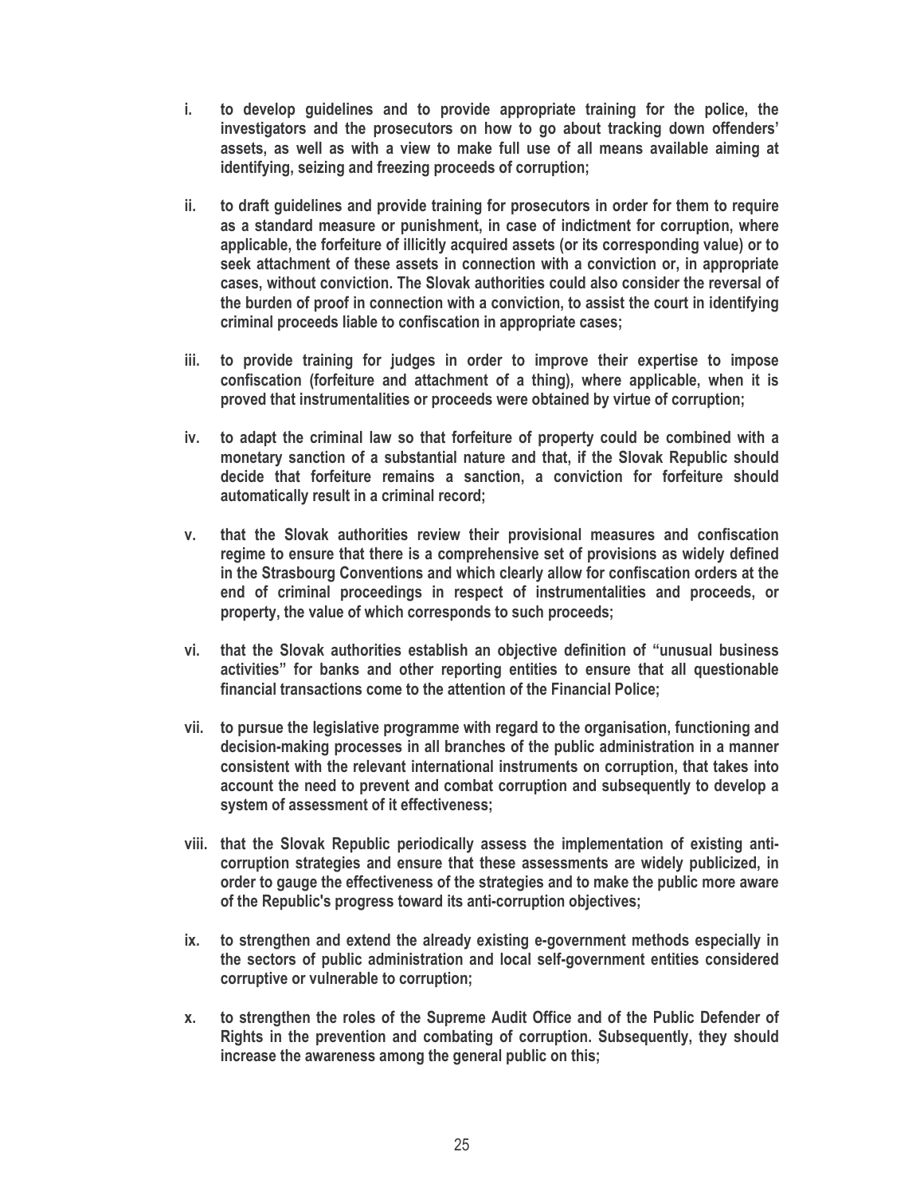- **i. to develop guidelines and to provide appropriate training for the police, the investigators and the prosecutors on how to go about tracking down offenders' assets, as well as with a view to make full use of all means available aiming at identifying, seizing and freezing proceeds of corruption;**

- **ii. to draft guidelines and provide training for prosecutors in order for them to require as a standard measure or punishment, in case of indictment for corruption, where applicable, the forfeiture of illicitly acquired assets (or its corresponding value) or to seek attachment of these assets in connection with a conviction or, in appropriate cases, without conviction. The Slovak authorities could also consider the reversal of the burden of proof in connection with a conviction, to assist the court in identifying criminal proceeds liable to confiscation in appropriate cases;**

- **iii. to provide training for judges in order to improve their expertise to impose confiscation (forfeiture and attachment of a thing), where applicable, when it is proved that instrumentalities or proceeds were obtained by virtue of corruption;**

- **iv. to adapt the criminal law so that forfeiture of property could be combined with a monetary sanction of a substantial nature and that, if the Slovak Republic should decide that forfeiture remains a sanction, a conviction for forfeiture should automatically result in a criminal record;**

- **v. that the Slovak authorities review their provisional measures and confiscation regime to ensure that there is a comprehensive set of provisions as widely defined in the Strasbourg Conventions and which clearly allow for confiscation orders at the end of criminal proceedings in respect of instrumentalities and proceeds, or property, the value of which corresponds to such proceeds;**

- **vi. that the Slovak authorities establish an objective definition of "unusual business activities" for banks and other reporting entities to ensure that all questionable financial transactions come to the attention of the Financial Police;**

- **vii. to pursue the legislative programme with regard to the organisation, functioning and decision-making processes in all branches of the public administration in a manner consistent with the relevant international instruments on corruption, that takes into account the need to prevent and combat corruption and subsequently to develop a system of assessment of it effectiveness;**

- **viii. that the Slovak Republic periodically assess the implementation of existing anti-corruption strategies and ensure that these assessments are widely publicized, in order to gauge the effectiveness of the strategies and to make the public more aware of the Republic's progress toward its anti-corruption objectives;**

- **ix. to strengthen and extend the already existing e-government methods especially in the sectors of public administration and local self-government entities considered corruptive or vulnerable to corruption;**

- **x. to strengthen the roles of the Supreme Audit Office and of the Public Defender of Rights in the prevention and combating of corruption. Subsequently, they should increase the awareness among the general public on this;**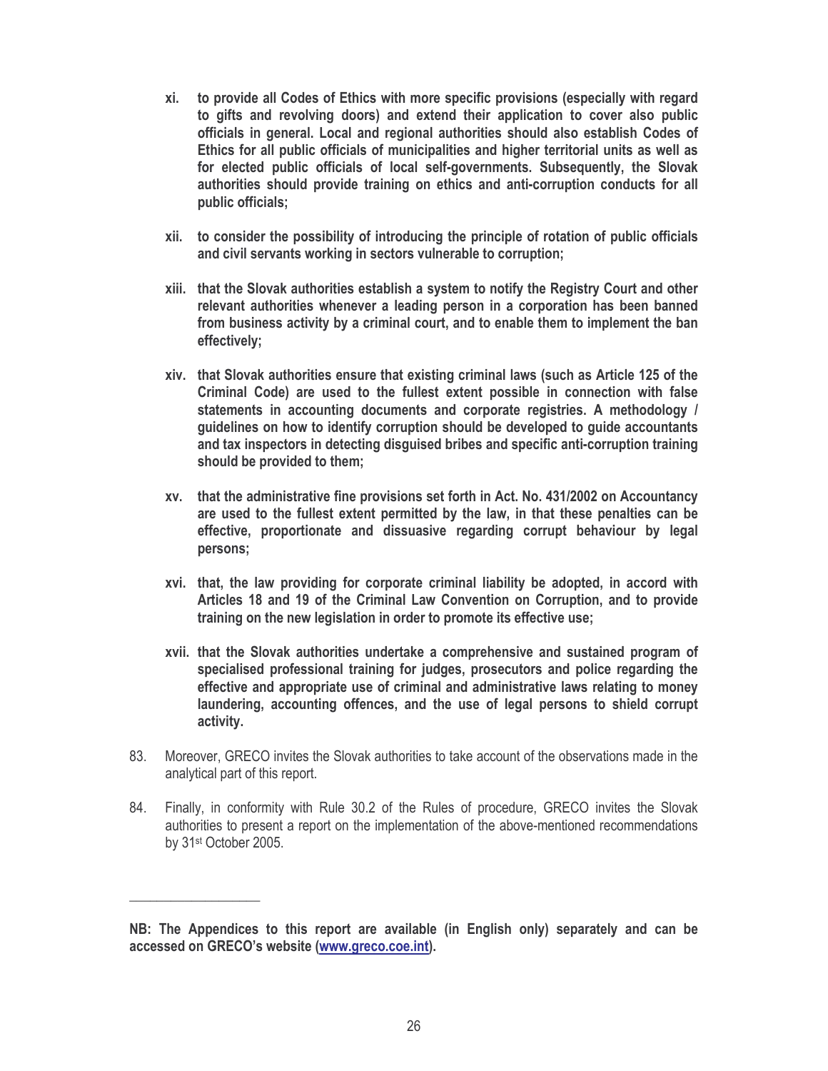- **xi. to provide all Codes of Ethics with more specific provisions (especially with regard to gifts and revolving doors) and extend their application to cover also public officials in general. Local and regional authorities should also establish Codes of Ethics for all public officials of municipalities and higher territorial units as well as for elected public officials of local self-governments. Subsequently, the Slovak authorities should provide training on ethics and anti-corruption conducts for all public officials;**

- **xii. to consider the possibility of introducing the principle of rotation of public officials and civil servants working in sectors vulnerable to corruption;**

- **xiii. that the Slovak authorities establish a system to notify the Registry Court and other relevant authorities whenever a leading person in a corporation has been banned from business activity by a criminal court, and to enable them to implement the ban effectively;**

- **xiv. that Slovak authorities ensure that existing criminal laws (such as Article 125 of the Criminal Code) are used to the fullest extent possible in connection with false statements in accounting documents and corporate registries. A methodology / guidelines on how to identify corruption should be developed to guide accountants and tax inspectors in detecting disguised bribes and specific anti-corruption training should be provided to them;**

- **xv. that the administrative fine provisions set forth in Act. No. 431/2002 on Accountancy are used to the fullest extent permitted by the law, in that these penalties can be effective, proportionate and dissuasive regarding corrupt behaviour by legal persons;**

- **xvi. that, the law providing for corporate criminal liability be adopted, in accord with Articles 18 and 19 of the Criminal Law Convention on Corruption, and to provide training on the new legislation in order to promote its effective use;**

- **xvii. that the Slovak authorities undertake a comprehensive and sustained program of specialised professional training for judges, prosecutors and police regarding the effective and appropriate use of criminal and administrative laws relating to money laundering, accounting offences, and the use of legal persons to shield corrupt activity.**

83. Moreover, GRECO invites the Slovak authorities to take account of the observations made in the analytical part of this report.

84. Finally, in conformity with Rule 30.2 of the Rules of procedure, GRECO invites the Slovak authorities to present a report on the implementation of the above-mentioned recommendations by 31st October 2005.

---

**NB: The Appendices to this report are available (in English only) separately and can be accessed on GRECO's website (www.greco.coe.int).**